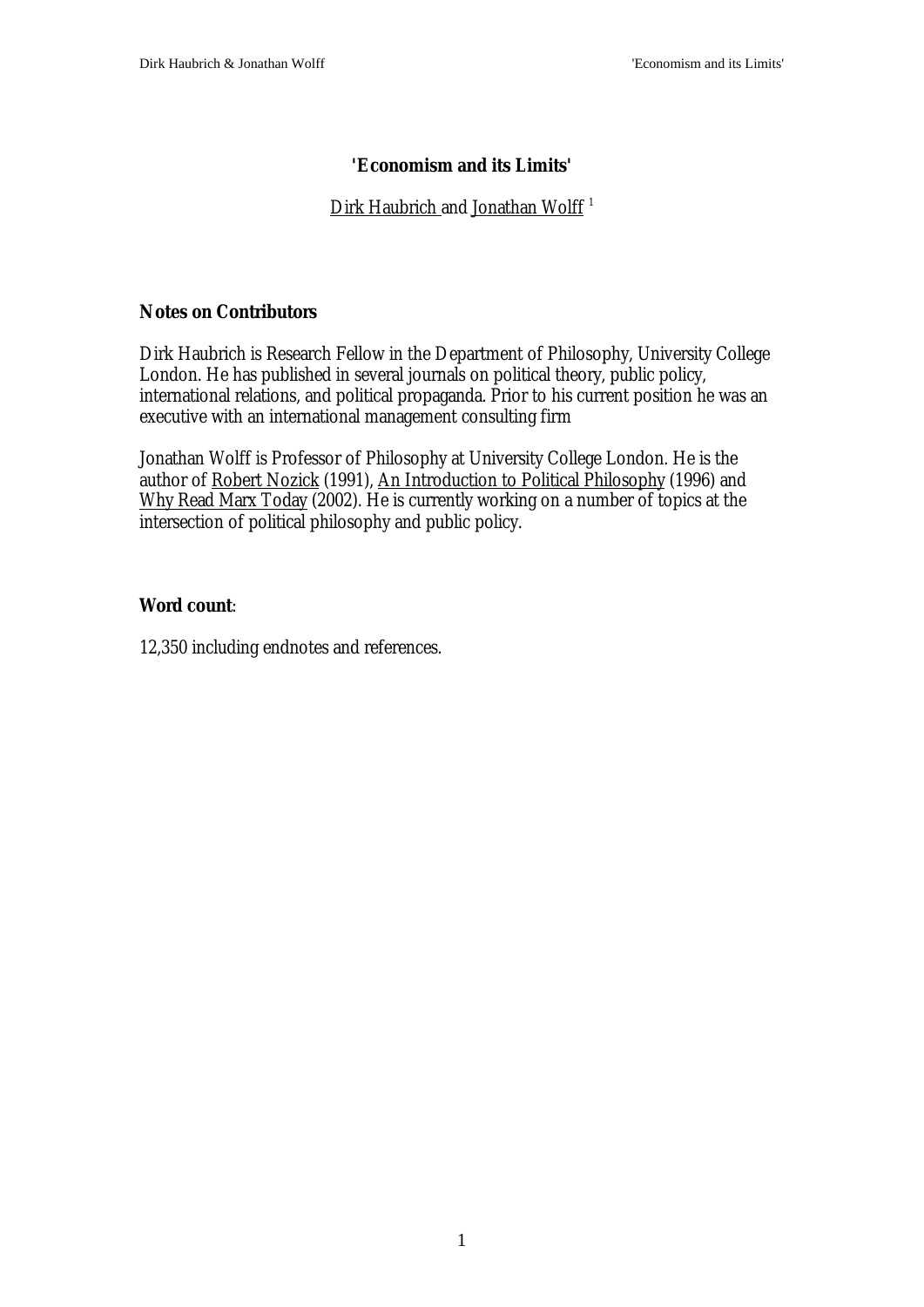# 'Economism and its Limits'

Dirk Haubrich and Jonathan Wolff [1]

**Notes on Contributors**

Dirk Haubrich is Research Fellow in the Department of Philosophy, University College London. He has published in several journals on political theory, public policy, international relations, and political propaganda. Prior to his current position he was an executive with an international management consulting firm

Jonathan Wolff is Professor of Philosophy at University College London. He is the author of Robert Nozick (1991), An Introduction to Political Philosophy (1996) and Why Read Marx Today (2002). He is currently working on a number of topics at the intersection of political philosophy and public policy.

**Word count**:

12,350 including endnotes and references.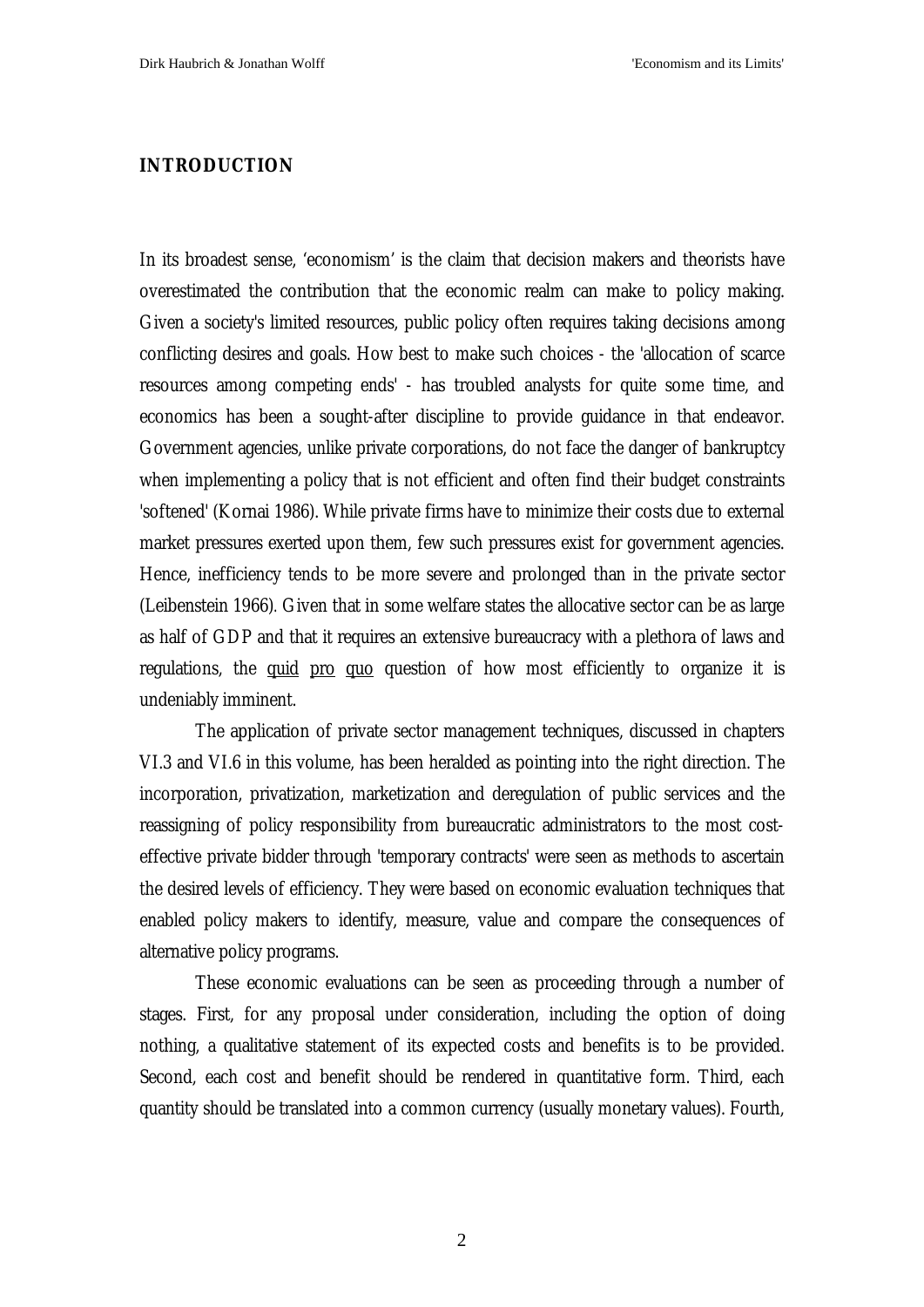## INTRODUCTION

In its broadest sense, 'economism' is the claim that decision makers and theorists have overestimated the contribution that the economic realm can make to policy making. Given a society's limited resources, public policy often requires taking decisions among conflicting desires and goals. How best to make such choices - the 'allocation of scarce resources among competing ends' - has troubled analysts for quite some time, and economics has been a sought-after discipline to provide guidance in that endeavor. Government agencies, unlike private corporations, do not face the danger of bankruptcy when implementing a policy that is not efficient and often find their budget constraints 'softened' (Kornai 1986). While private firms have to minimize their costs due to external market pressures exerted upon them, few such pressures exist for government agencies. Hence, inefficiency tends to be more severe and prolonged than in the private sector (Leibenstein 1966). Given that in some welfare states the allocative sector can be as large as half of GDP and that it requires an extensive bureaucracy with a plethora of laws and regulations, the quid pro quo question of how most efficiently to organize it is undeniably imminent.

The application of private sector management techniques, discussed in chapters VI.3 and VI.6 in this volume, has been heralded as pointing into the right direction. The incorporation, privatization, marketization and deregulation of public services and the reassigning of policy responsibility from bureaucratic administrators to the most cost-effective private bidder through 'temporary contracts' were seen as methods to ascertain the desired levels of efficiency. They were based on economic evaluation techniques that enabled policy makers to identify, measure, value and compare the consequences of alternative policy programs.

These economic evaluations can be seen as proceeding through a number of stages. First, for any proposal under consideration, including the option of doing nothing, a qualitative statement of its expected costs and benefits is to be provided. Second, each cost and benefit should be rendered in quantitative form. Third, each quantity should be translated into a common currency (usually monetary values). Fourth,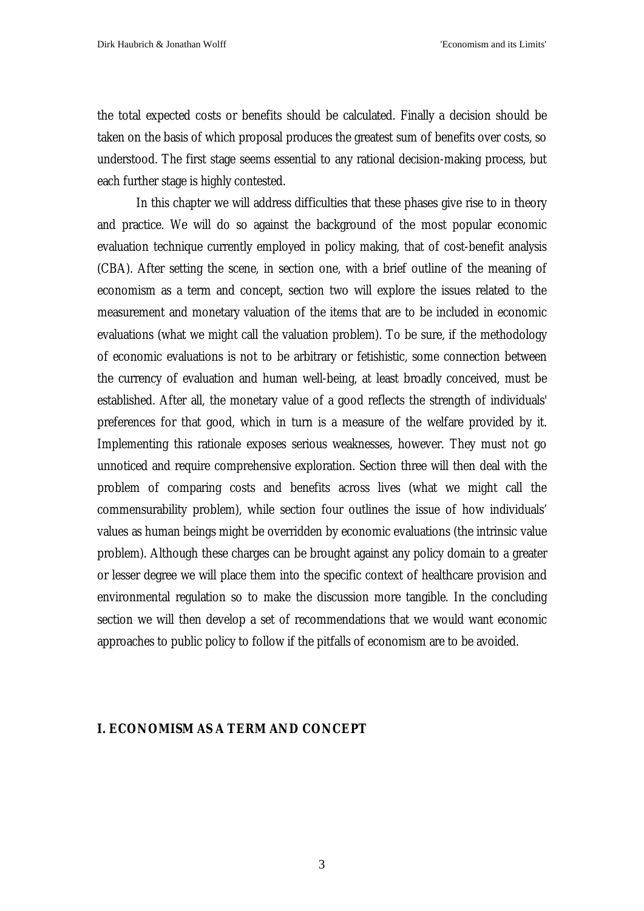the total expected costs or benefits should be calculated. Finally a decision should be taken on the basis of which proposal produces the greatest sum of benefits over costs, so understood. The first stage seems essential to any rational decision-making process, but each further stage is highly contested.

In this chapter we will address difficulties that these phases give rise to in theory and practice. We will do so against the background of the most popular economic evaluation technique currently employed in policy making, that of cost-benefit analysis (CBA). After setting the scene, in section one, with a brief outline of the meaning of economism as a term and concept, section two will explore the issues related to the measurement and monetary valuation of the items that are to be included in economic evaluations (what we might call the valuation problem). To be sure, if the methodology of economic evaluations is not to be arbitrary or fetishistic, some connection between the currency of evaluation and human well-being, at least broadly conceived, must be established. After all, the monetary value of a good reflects the strength of individuals' preferences for that good, which in turn is a measure of the welfare provided by it. Implementing this rationale exposes serious weaknesses, however. They must not go unnoticed and require comprehensive exploration. Section three will then deal with the problem of comparing costs and benefits across lives (what we might call the commensurability problem), while section four outlines the issue of how individuals' values as human beings might be overridden by economic evaluations (the intrinsic value problem). Although these charges can be brought against any policy domain to a greater or lesser degree we will place them into the specific context of healthcare provision and environmental regulation so to make the discussion more tangible. In the concluding section we will then develop a set of recommendations that we would want economic approaches to public policy to follow if the pitfalls of economism are to be avoided.

## I. ECONOMISM AS A TERM AND CONCEPT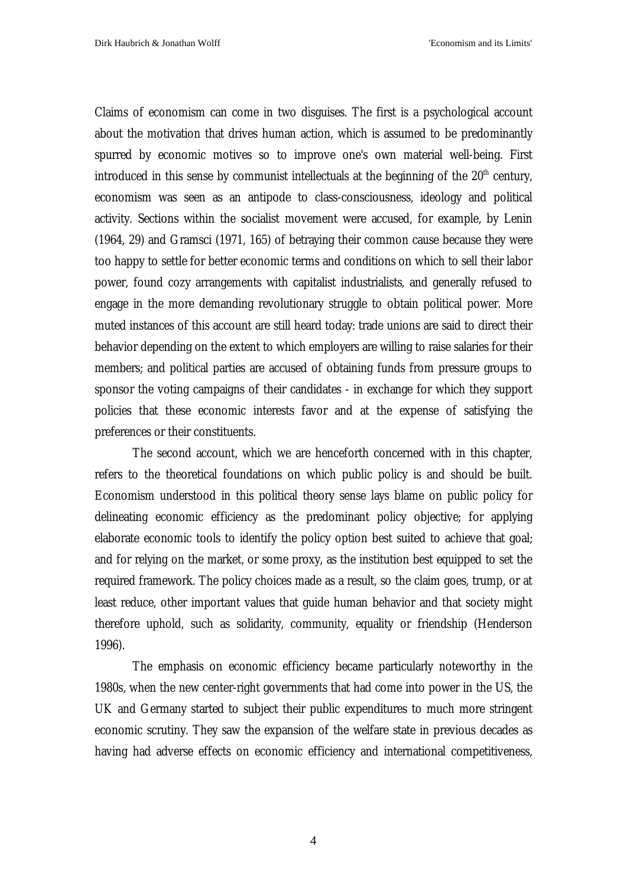Claims of economism can come in two disguises. The first is a psychological account about the motivation that drives human action, which is assumed to be predominantly spurred by economic motives so to improve one's own material well-being. First introduced in this sense by communist intellectuals at the beginning of the 20[th] century, economism was seen as an antipode to class-consciousness, ideology and political activity. Sections within the socialist movement were accused, for example, by Lenin (1964, 29) and Gramsci (1971, 165) of betraying their common cause because they were too happy to settle for better economic terms and conditions on which to sell their labor power, found cozy arrangements with capitalist industrialists, and generally refused to engage in the more demanding revolutionary struggle to obtain political power. More muted instances of this account are still heard today: trade unions are said to direct their behavior depending on the extent to which employers are willing to raise salaries for their members; and political parties are accused of obtaining funds from pressure groups to sponsor the voting campaigns of their candidates - in exchange for which they support policies that these economic interests favor and at the expense of satisfying the preferences or their constituents.

The second account, which we are henceforth concerned with in this chapter, refers to the theoretical foundations on which public policy is and should be built. Economism understood in this political theory sense lays blame on public policy for delineating economic efficiency as the predominant policy objective; for applying elaborate economic tools to identify the policy option best suited to achieve that goal; and for relying on the market, or some proxy, as the institution best equipped to set the required framework. The policy choices made as a result, so the claim goes, trump, or at least reduce, other important values that guide human behavior and that society might therefore uphold, such as solidarity, community, equality or friendship (Henderson 1996).

The emphasis on economic efficiency became particularly noteworthy in the 1980s, when the new center-right governments that had come into power in the US, the UK and Germany started to subject their public expenditures to much more stringent economic scrutiny. They saw the expansion of the welfare state in previous decades as having had adverse effects on economic efficiency and international competitiveness,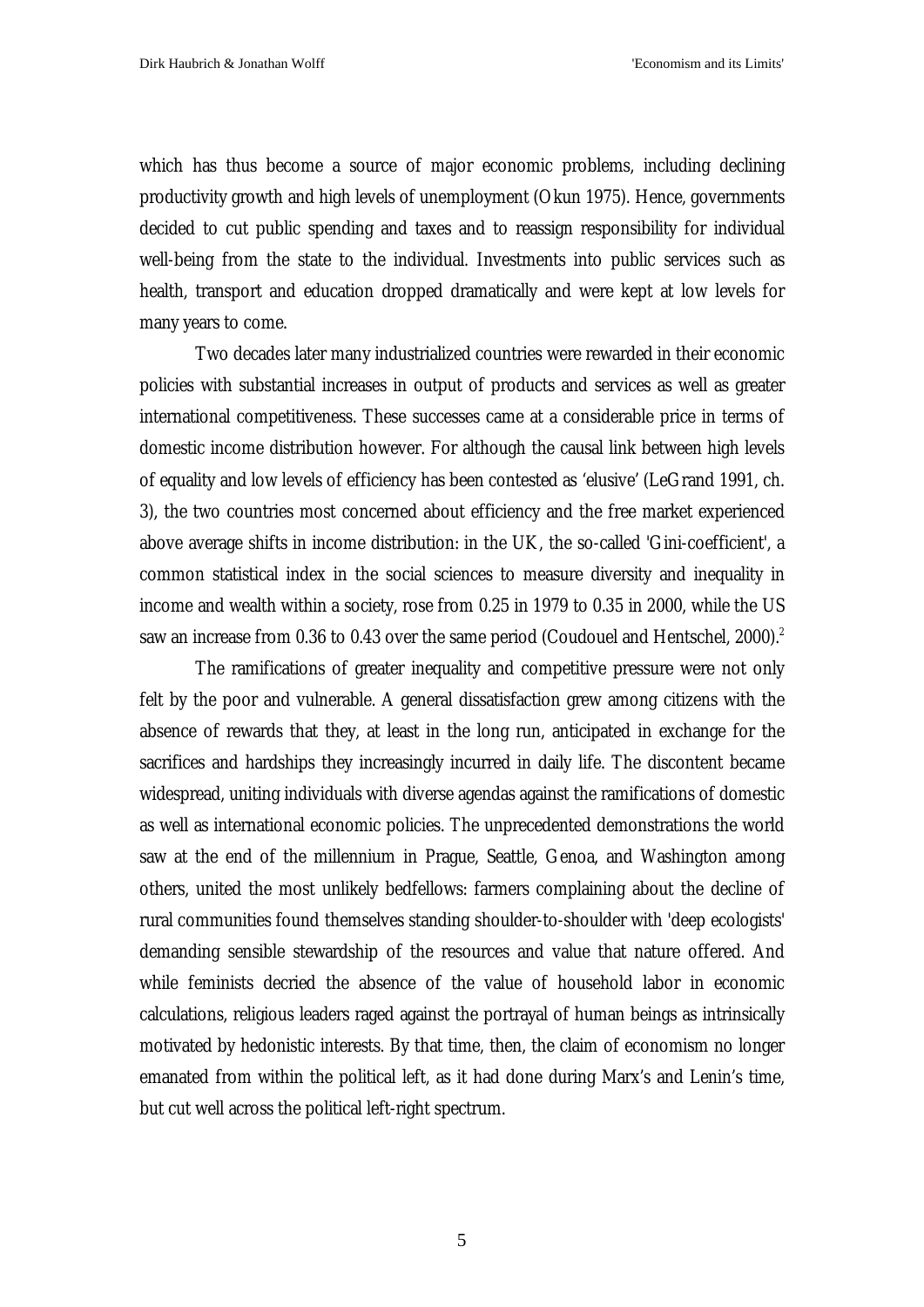which has thus become a source of major economic problems, including declining productivity growth and high levels of unemployment (Okun 1975). Hence, governments decided to cut public spending and taxes and to reassign responsibility for individual well-being from the state to the individual. Investments into public services such as health, transport and education dropped dramatically and were kept at low levels for many years to come.

Two decades later many industrialized countries were rewarded in their economic policies with substantial increases in output of products and services as well as greater international competitiveness. These successes came at a considerable price in terms of domestic income distribution however. For although the causal link between high levels of equality and low levels of efficiency has been contested as 'elusive' (LeGrand 1991, ch. 3), the two countries most concerned about efficiency and the free market experienced above average shifts in income distribution: in the UK, the so-called 'Gini-coefficient', a common statistical index in the social sciences to measure diversity and inequality in income and wealth within a society, rose from 0.25 in 1979 to 0.35 in 2000, while the US saw an increase from 0.36 to 0.43 over the same period (Coudouel and Hentschel, 2000).[2]

The ramifications of greater inequality and competitive pressure were not only felt by the poor and vulnerable. A general dissatisfaction grew among citizens with the absence of rewards that they, at least in the long run, anticipated in exchange for the sacrifices and hardships they increasingly incurred in daily life. The discontent became widespread, uniting individuals with diverse agendas against the ramifications of domestic as well as international economic policies. The unprecedented demonstrations the world saw at the end of the millennium in Prague, Seattle, Genoa, and Washington among others, united the most unlikely bedfellows: farmers complaining about the decline of rural communities found themselves standing shoulder-to-shoulder with 'deep ecologists' demanding sensible stewardship of the resources and value that nature offered. And while feminists decried the absence of the value of household labor in economic calculations, religious leaders raged against the portrayal of human beings as intrinsically motivated by hedonistic interests. By that time, then, the claim of economism no longer emanated from within the political left, as it had done during Marx's and Lenin's time, but cut well across the political left-right spectrum.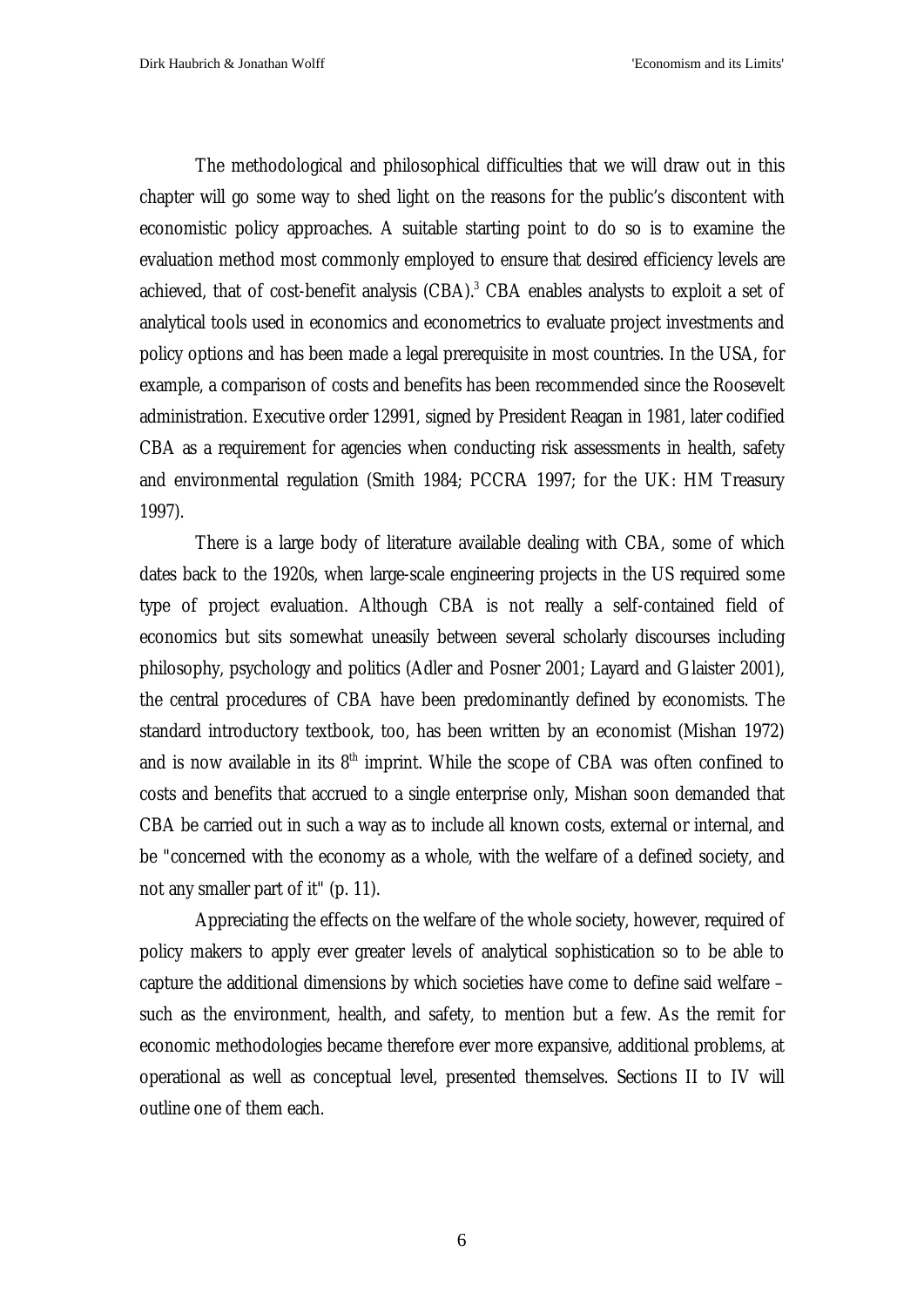The methodological and philosophical difficulties that we will draw out in this chapter will go some way to shed light on the reasons for the public's discontent with economistic policy approaches. A suitable starting point to do so is to examine the evaluation method most commonly employed to ensure that desired efficiency levels are achieved, that of cost-benefit analysis (CBA).[3] CBA enables analysts to exploit a set of analytical tools used in economics and econometrics to evaluate project investments and policy options and has been made a legal prerequisite in most countries. In the USA, for example, a comparison of costs and benefits has been recommended since the Roosevelt administration. Executive order 12991, signed by President Reagan in 1981, later codified CBA as a requirement for agencies when conducting risk assessments in health, safety and environmental regulation (Smith 1984; PCCRA 1997; for the UK: HM Treasury 1997).

There is a large body of literature available dealing with CBA, some of which dates back to the 1920s, when large-scale engineering projects in the US required some type of project evaluation. Although CBA is not really a self-contained field of economics but sits somewhat uneasily between several scholarly discourses including philosophy, psychology and politics (Adler and Posner 2001; Layard and Glaister 2001), the central procedures of CBA have been predominantly defined by economists. The standard introductory textbook, too, has been written by an economist (Mishan 1972) and is now available in its 8th imprint. While the scope of CBA was often confined to costs and benefits that accrued to a single enterprise only, Mishan soon demanded that CBA be carried out in such a way as to include all known costs, external or internal, and be "concerned with the economy as a whole, with the welfare of a defined society, and not any smaller part of it" (p. 11).

Appreciating the effects on the welfare of the whole society, however, required of policy makers to apply ever greater levels of analytical sophistication so to be able to capture the additional dimensions by which societies have come to define said welfare – such as the environment, health, and safety, to mention but a few. As the remit for economic methodologies became therefore ever more expansive, additional problems, at operational as well as conceptual level, presented themselves. Sections II to IV will outline one of them each.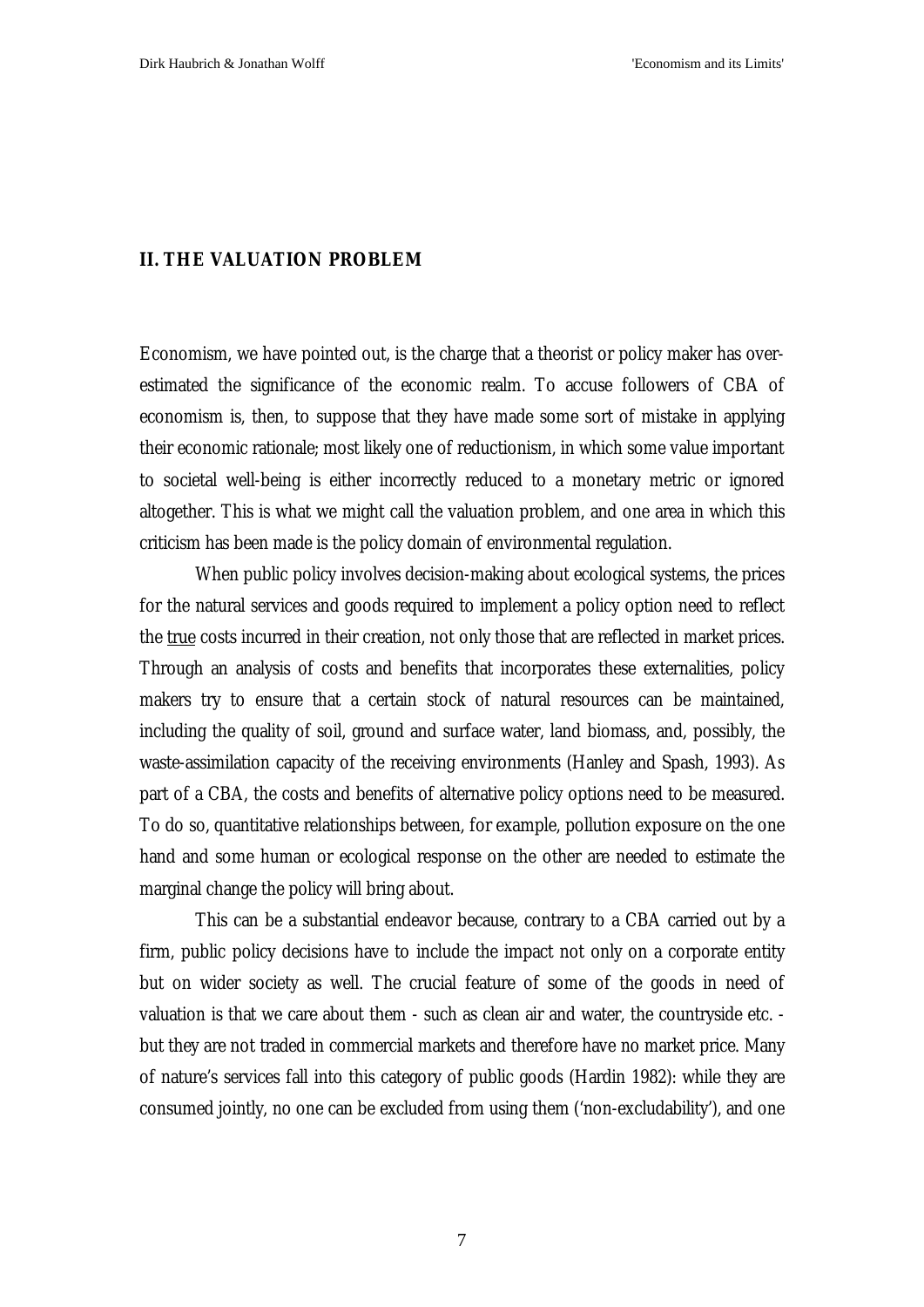## II. THE VALUATION PROBLEM

Economism, we have pointed out, is the charge that a theorist or policy maker has over-estimated the significance of the economic realm. To accuse followers of CBA of economism is, then, to suppose that they have made some sort of mistake in applying their economic rationale; most likely one of reductionism, in which some value important to societal well-being is either incorrectly reduced to a monetary metric or ignored altogether. This is what we might call the valuation problem, and one area in which this criticism has been made is the policy domain of environmental regulation.

When public policy involves decision-making about ecological systems, the prices for the natural services and goods required to implement a policy option need to reflect the <u>true</u> costs incurred in their creation, not only those that are reflected in market prices. Through an analysis of costs and benefits that incorporates these externalities, policy makers try to ensure that a certain stock of natural resources can be maintained, including the quality of soil, ground and surface water, land biomass, and, possibly, the waste-assimilation capacity of the receiving environments (Hanley and Spash, 1993). As part of a CBA, the costs and benefits of alternative policy options need to be measured. To do so, quantitative relationships between, for example, pollution exposure on the one hand and some human or ecological response on the other are needed to estimate the marginal change the policy will bring about.

This can be a substantial endeavor because, contrary to a CBA carried out by a firm, public policy decisions have to include the impact not only on a corporate entity but on wider society as well. The crucial feature of some of the goods in need of valuation is that we care about them - such as clean air and water, the countryside etc. - but they are not traded in commercial markets and therefore have no market price. Many of nature's services fall into this category of public goods (Hardin 1982): while they are consumed jointly, no one can be excluded from using them ('non-excludability'), and one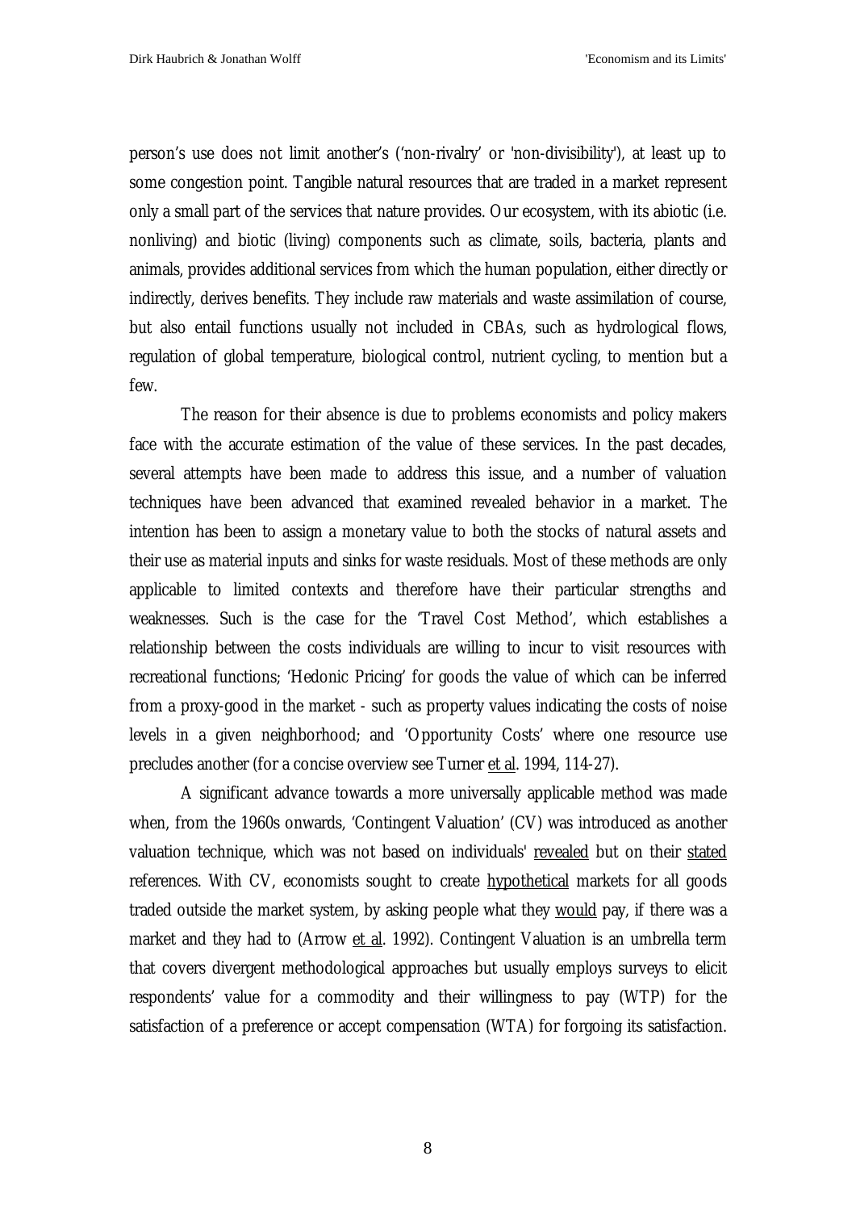person's use does not limit another's ('non-rivalry' or 'non-divisibility'), at least up to some congestion point. Tangible natural resources that are traded in a market represent only a small part of the services that nature provides. Our ecosystem, with its abiotic (i.e. nonliving) and biotic (living) components such as climate, soils, bacteria, plants and animals, provides additional services from which the human population, either directly or indirectly, derives benefits. They include raw materials and waste assimilation of course, but also entail functions usually not included in CBAs, such as hydrological flows, regulation of global temperature, biological control, nutrient cycling, to mention but a few.

The reason for their absence is due to problems economists and policy makers face with the accurate estimation of the value of these services. In the past decades, several attempts have been made to address this issue, and a number of valuation techniques have been advanced that examined revealed behavior in a market. The intention has been to assign a monetary value to both the stocks of natural assets and their use as material inputs and sinks for waste residuals. Most of these methods are only applicable to limited contexts and therefore have their particular strengths and weaknesses. Such is the case for the 'Travel Cost Method', which establishes a relationship between the costs individuals are willing to incur to visit resources with recreational functions; 'Hedonic Pricing' for goods the value of which can be inferred from a proxy-good in the market - such as property values indicating the costs of noise levels in a given neighborhood; and 'Opportunity Costs' where one resource use precludes another (for a concise overview see Turner et al. 1994, 114-27).

A significant advance towards a more universally applicable method was made when, from the 1960s onwards, 'Contingent Valuation' (CV) was introduced as another valuation technique, which was not based on individuals' revealed but on their stated references. With CV, economists sought to create hypothetical markets for all goods traded outside the market system, by asking people what they would pay, if there was a market and they had to (Arrow et al. 1992). Contingent Valuation is an umbrella term that covers divergent methodological approaches but usually employs surveys to elicit respondents' value for a commodity and their willingness to pay (WTP) for the satisfaction of a preference or accept compensation (WTA) for forgoing its satisfaction.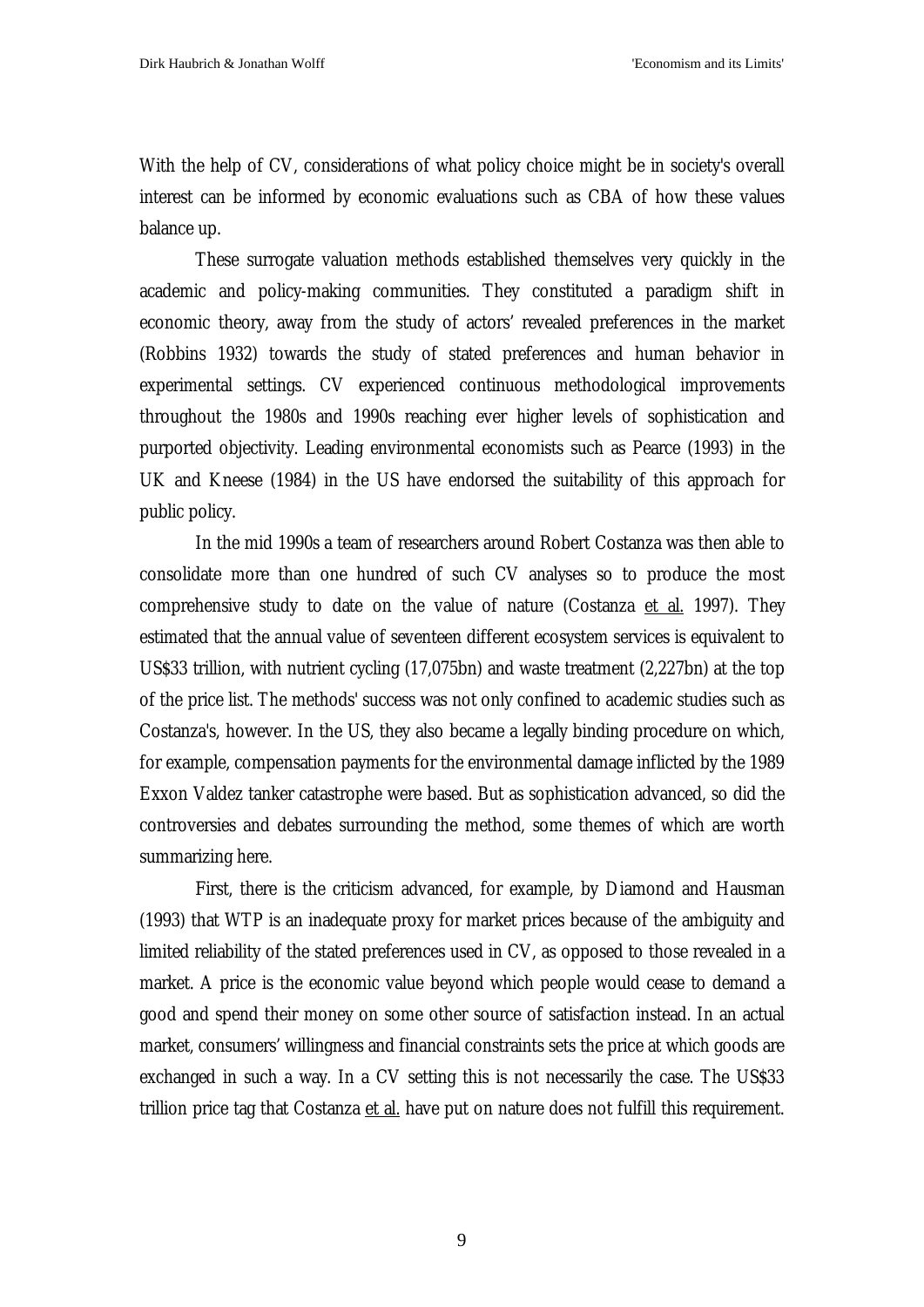With the help of CV, considerations of what policy choice might be in society's overall interest can be informed by economic evaluations such as CBA of how these values balance up.

These surrogate valuation methods established themselves very quickly in the academic and policy-making communities. They constituted a paradigm shift in economic theory, away from the study of actors' revealed preferences in the market (Robbins 1932) towards the study of stated preferences and human behavior in experimental settings. CV experienced continuous methodological improvements throughout the 1980s and 1990s reaching ever higher levels of sophistication and purported objectivity. Leading environmental economists such as Pearce (1993) in the UK and Kneese (1984) in the US have endorsed the suitability of this approach for public policy.

In the mid 1990s a team of researchers around Robert Costanza was then able to consolidate more than one hundred of such CV analyses so to produce the most comprehensive study to date on the value of nature (Costanza et al. 1997). They estimated that the annual value of seventeen different ecosystem services is equivalent to US$33 trillion, with nutrient cycling (17,075bn) and waste treatment (2,227bn) at the top of the price list. The methods' success was not only confined to academic studies such as Costanza's, however. In the US, they also became a legally binding procedure on which, for example, compensation payments for the environmental damage inflicted by the 1989 Exxon Valdez tanker catastrophe were based. But as sophistication advanced, so did the controversies and debates surrounding the method, some themes of which are worth summarizing here.

First, there is the criticism advanced, for example, by Diamond and Hausman (1993) that WTP is an inadequate proxy for market prices because of the ambiguity and limited reliability of the stated preferences used in CV, as opposed to those revealed in a market. A price is the economic value beyond which people would cease to demand a good and spend their money on some other source of satisfaction instead. In an actual market, consumers' willingness and financial constraints sets the price at which goods are exchanged in such a way. In a CV setting this is not necessarily the case. The US$33 trillion price tag that Costanza et al. have put on nature does not fulfill this requirement.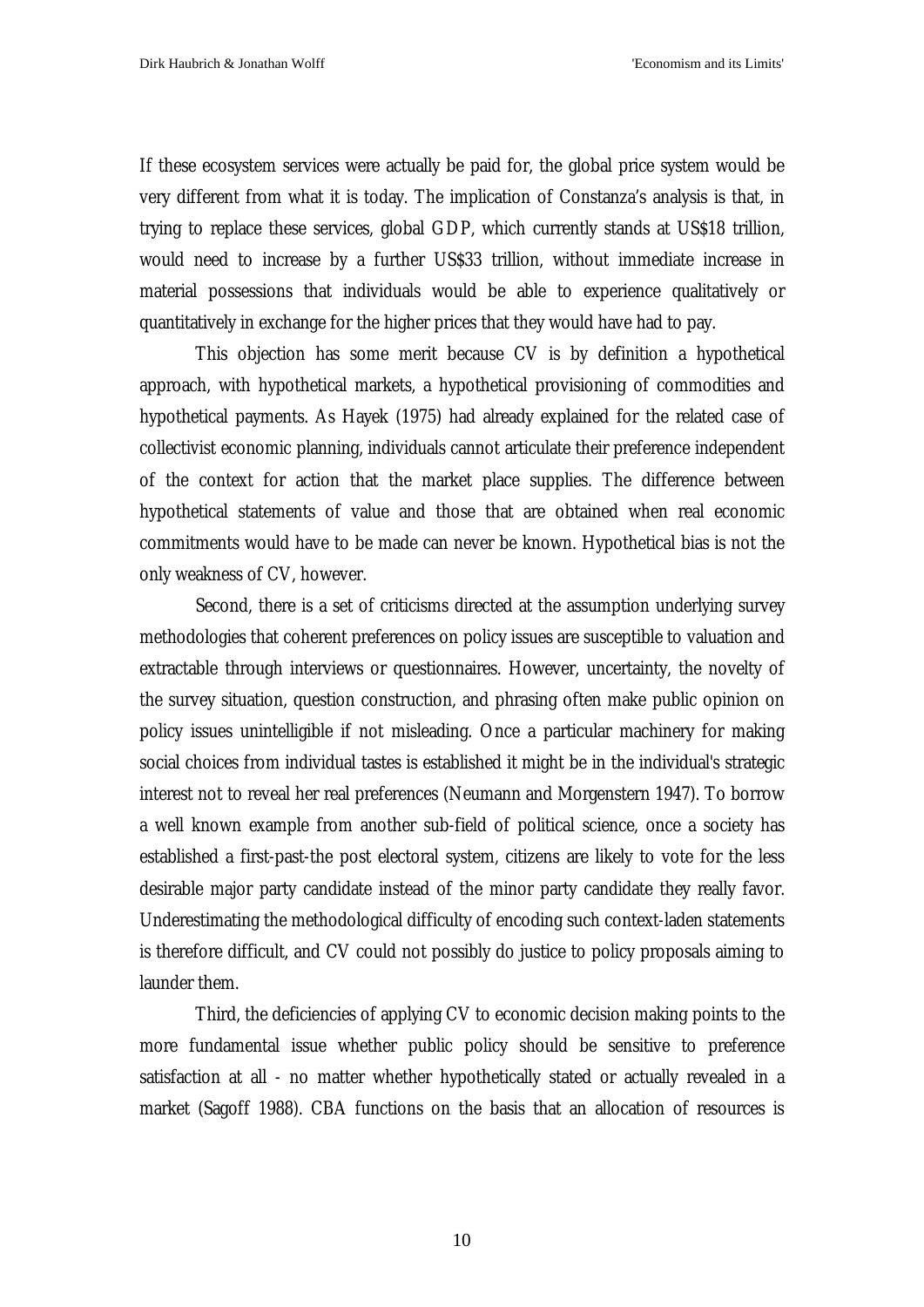If these ecosystem services were actually be paid for, the global price system would be very different from what it is today. The implication of Constanza's analysis is that, in trying to replace these services, global GDP, which currently stands at US$18 trillion, would need to increase by a further US$33 trillion, without immediate increase in material possessions that individuals would be able to experience qualitatively or quantitatively in exchange for the higher prices that they would have had to pay.

This objection has some merit because CV is by definition a hypothetical approach, with hypothetical markets, a hypothetical provisioning of commodities and hypothetical payments. As Hayek (1975) had already explained for the related case of collectivist economic planning, individuals cannot articulate their preference independent of the context for action that the market place supplies. The difference between hypothetical statements of value and those that are obtained when real economic commitments would have to be made can never be known. Hypothetical bias is not the only weakness of CV, however.

Second, there is a set of criticisms directed at the assumption underlying survey methodologies that coherent preferences on policy issues are susceptible to valuation and extractable through interviews or questionnaires. However, uncertainty, the novelty of the survey situation, question construction, and phrasing often make public opinion on policy issues unintelligible if not misleading. Once a particular machinery for making social choices from individual tastes is established it might be in the individual's strategic interest not to reveal her real preferences (Neumann and Morgenstern 1947). To borrow a well known example from another sub-field of political science, once a society has established a first-past-the post electoral system, citizens are likely to vote for the less desirable major party candidate instead of the minor party candidate they really favor. Underestimating the methodological difficulty of encoding such context-laden statements is therefore difficult, and CV could not possibly do justice to policy proposals aiming to launder them.

Third, the deficiencies of applying CV to economic decision making points to the more fundamental issue whether public policy should be sensitive to preference satisfaction at all - no matter whether hypothetically stated or actually revealed in a market (Sagoff 1988). CBA functions on the basis that an allocation of resources is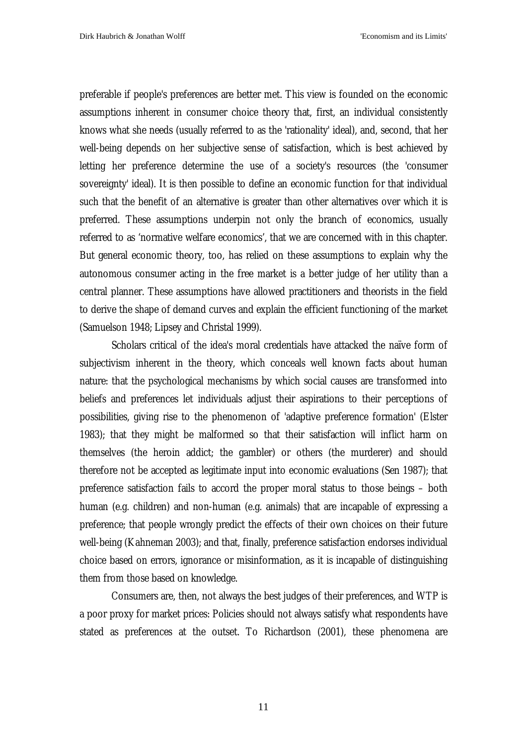preferable if people's preferences are better met. This view is founded on the economic assumptions inherent in consumer choice theory that, first, an individual consistently knows what she needs (usually referred to as the 'rationality' ideal), and, second, that her well-being depends on her subjective sense of satisfaction, which is best achieved by letting her preference determine the use of a society's resources (the 'consumer sovereignty' ideal). It is then possible to define an economic function for that individual such that the benefit of an alternative is greater than other alternatives over which it is preferred. These assumptions underpin not only the branch of economics, usually referred to as 'normative welfare economics', that we are concerned with in this chapter. But general economic theory, too, has relied on these assumptions to explain why the autonomous consumer acting in the free market is a better judge of her utility than a central planner. These assumptions have allowed practitioners and theorists in the field to derive the shape of demand curves and explain the efficient functioning of the market (Samuelson 1948; Lipsey and Christal 1999).

Scholars critical of the idea's moral credentials have attacked the naïve form of subjectivism inherent in the theory, which conceals well known facts about human nature: that the psychological mechanisms by which social causes are transformed into beliefs and preferences let individuals adjust their aspirations to their perceptions of possibilities, giving rise to the phenomenon of 'adaptive preference formation' (Elster 1983); that they might be malformed so that their satisfaction will inflict harm on themselves (the heroin addict; the gambler) or others (the murderer) and should therefore not be accepted as legitimate input into economic evaluations (Sen 1987); that preference satisfaction fails to accord the proper moral status to those beings – both human (e.g. children) and non-human (e.g. animals) that are incapable of expressing a preference; that people wrongly predict the effects of their own choices on their future well-being (Kahneman 2003); and that, finally, preference satisfaction endorses individual choice based on errors, ignorance or misinformation, as it is incapable of distinguishing them from those based on knowledge.

Consumers are, then, not always the best judges of their preferences, and WTP is a poor proxy for market prices: Policies should not always satisfy what respondents have stated as preferences at the outset. To Richardson (2001), these phenomena are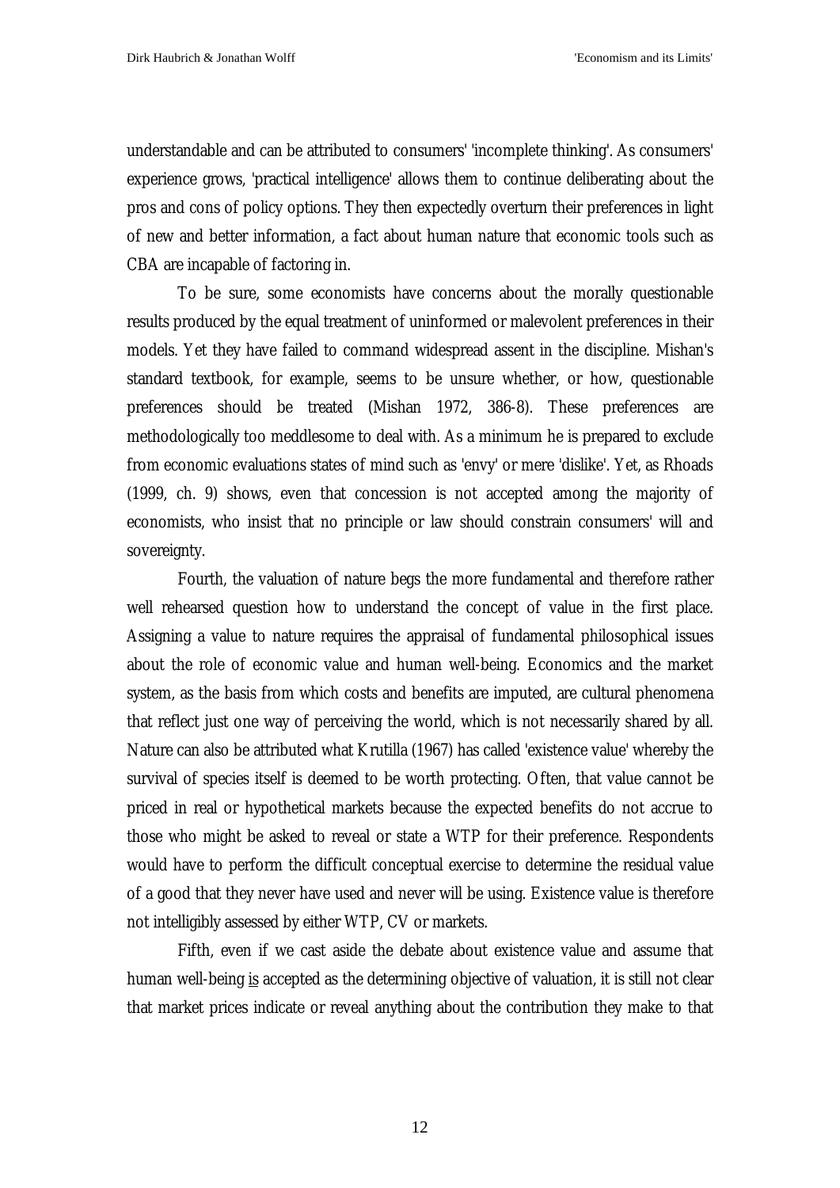understandable and can be attributed to consumers' 'incomplete thinking'. As consumers' experience grows, 'practical intelligence' allows them to continue deliberating about the pros and cons of policy options. They then expectedly overturn their preferences in light of new and better information, a fact about human nature that economic tools such as CBA are incapable of factoring in.

To be sure, some economists have concerns about the morally questionable results produced by the equal treatment of uninformed or malevolent preferences in their models. Yet they have failed to command widespread assent in the discipline. Mishan's standard textbook, for example, seems to be unsure whether, or how, questionable preferences should be treated (Mishan 1972, 386-8). These preferences are methodologically too meddlesome to deal with. As a minimum he is prepared to exclude from economic evaluations states of mind such as 'envy' or mere 'dislike'. Yet, as Rhoads (1999, ch. 9) shows, even that concession is not accepted among the majority of economists, who insist that no principle or law should constrain consumers' will and sovereignty.

Fourth, the valuation of nature begs the more fundamental and therefore rather well rehearsed question how to understand the concept of value in the first place. Assigning a value to nature requires the appraisal of fundamental philosophical issues about the role of economic value and human well-being. Economics and the market system, as the basis from which costs and benefits are imputed, are cultural phenomena that reflect just one way of perceiving the world, which is not necessarily shared by all. Nature can also be attributed what Krutilla (1967) has called 'existence value' whereby the survival of species itself is deemed to be worth protecting. Often, that value cannot be priced in real or hypothetical markets because the expected benefits do not accrue to those who might be asked to reveal or state a WTP for their preference. Respondents would have to perform the difficult conceptual exercise to determine the residual value of a good that they never have used and never will be using. Existence value is therefore not intelligibly assessed by either WTP, CV or markets.

Fifth, even if we cast aside the debate about existence value and assume that human well-being <u>is</u> accepted as the determining objective of valuation, it is still not clear that market prices indicate or reveal anything about the contribution they make to that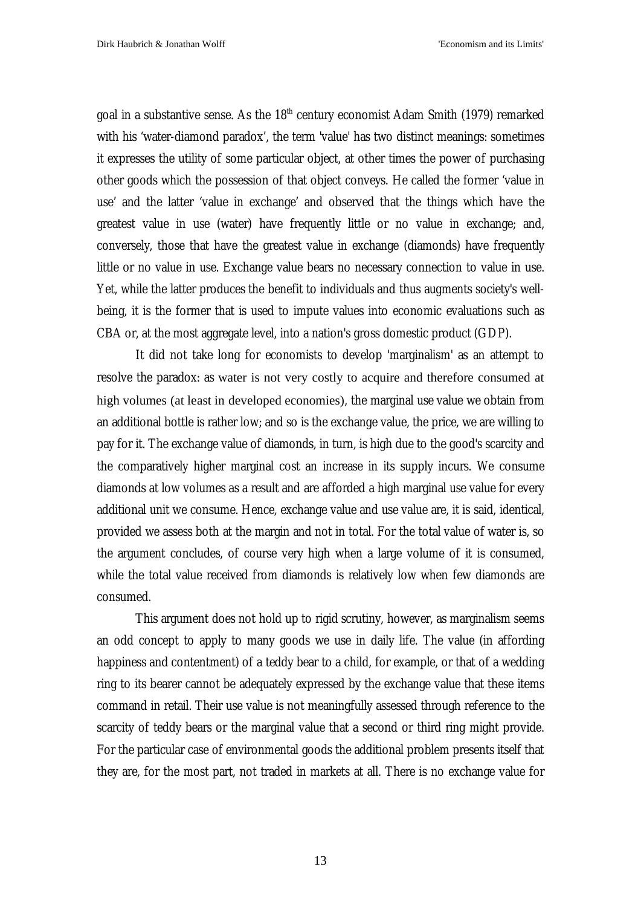goal in a substantive sense. As the 18$^{th}$ century economist Adam Smith (1979) remarked with his 'water-diamond paradox', the term 'value' has two distinct meanings: sometimes it expresses the utility of some particular object, at other times the power of purchasing other goods which the possession of that object conveys. He called the former 'value in use' and the latter 'value in exchange' and observed that the things which have the greatest value in use (water) have frequently little or no value in exchange; and, conversely, those that have the greatest value in exchange (diamonds) have frequently little or no value in use. Exchange value bears no necessary connection to value in use. Yet, while the latter produces the benefit to individuals and thus augments society's well-being, it is the former that is used to impute values into economic evaluations such as CBA or, at the most aggregate level, into a nation's gross domestic product (GDP).

It did not take long for economists to develop 'marginalism' as an attempt to resolve the paradox: as water is not very costly to acquire and therefore consumed at high volumes (at least in developed economies), the marginal use value we obtain from an additional bottle is rather low; and so is the exchange value, the price, we are willing to pay for it. The exchange value of diamonds, in turn, is high due to the good's scarcity and the comparatively higher marginal cost an increase in its supply incurs. We consume diamonds at low volumes as a result and are afforded a high marginal use value for every additional unit we consume. Hence, exchange value and use value are, it is said, identical, provided we assess both at the margin and not in total. For the total value of water is, so the argument concludes, of course very high when a large volume of it is consumed, while the total value received from diamonds is relatively low when few diamonds are consumed.

This argument does not hold up to rigid scrutiny, however, as marginalism seems an odd concept to apply to many goods we use in daily life. The value (in affording happiness and contentment) of a teddy bear to a child, for example, or that of a wedding ring to its bearer cannot be adequately expressed by the exchange value that these items command in retail. Their use value is not meaningfully assessed through reference to the scarcity of teddy bears or the marginal value that a second or third ring might provide. For the particular case of environmental goods the additional problem presents itself that they are, for the most part, not traded in markets at all. There is no exchange value for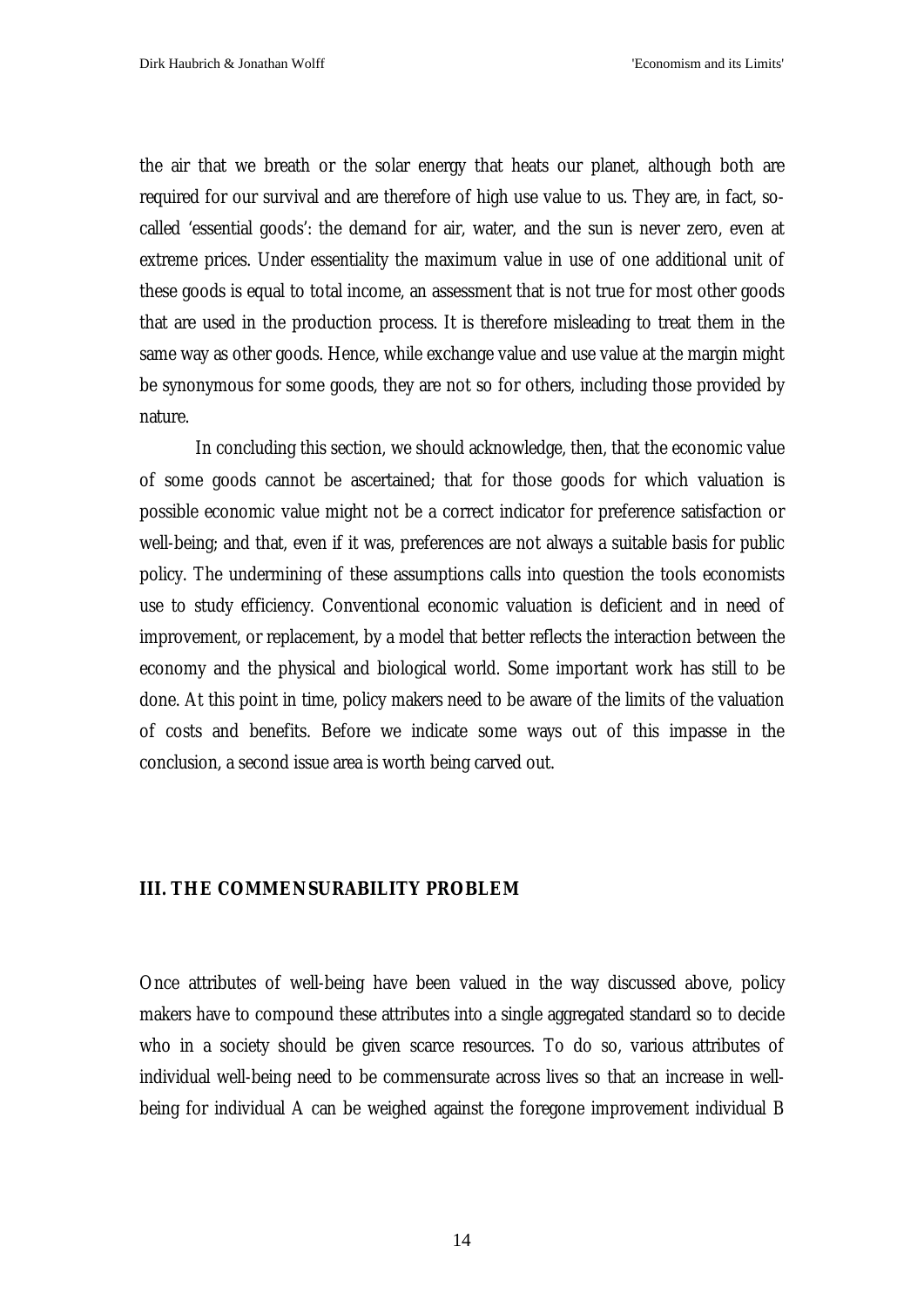the air that we breath or the solar energy that heats our planet, although both are required for our survival and are therefore of high use value to us. They are, in fact, so-called 'essential goods': the demand for air, water, and the sun is never zero, even at extreme prices. Under essentiality the maximum value in use of one additional unit of these goods is equal to total income, an assessment that is not true for most other goods that are used in the production process. It is therefore misleading to treat them in the same way as other goods. Hence, while exchange value and use value at the margin might be synonymous for some goods, they are not so for others, including those provided by nature.

In concluding this section, we should acknowledge, then, that the economic value of some goods cannot be ascertained; that for those goods for which valuation is possible economic value might not be a correct indicator for preference satisfaction or well-being; and that, even if it was, preferences are not always a suitable basis for public policy. The undermining of these assumptions calls into question the tools economists use to study efficiency. Conventional economic valuation is deficient and in need of improvement, or replacement, by a model that better reflects the interaction between the economy and the physical and biological world. Some important work has still to be done. At this point in time, policy makers need to be aware of the limits of the valuation of costs and benefits. Before we indicate some ways out of this impasse in the conclusion, a second issue area is worth being carved out.

## III. THE COMMENSURABILITY PROBLEM

Once attributes of well-being have been valued in the way discussed above, policy makers have to compound these attributes into a single aggregated standard so to decide who in a society should be given scarce resources. To do so, various attributes of individual well-being need to be commensurate across lives so that an increase in well-being for individual A can be weighed against the foregone improvement individual B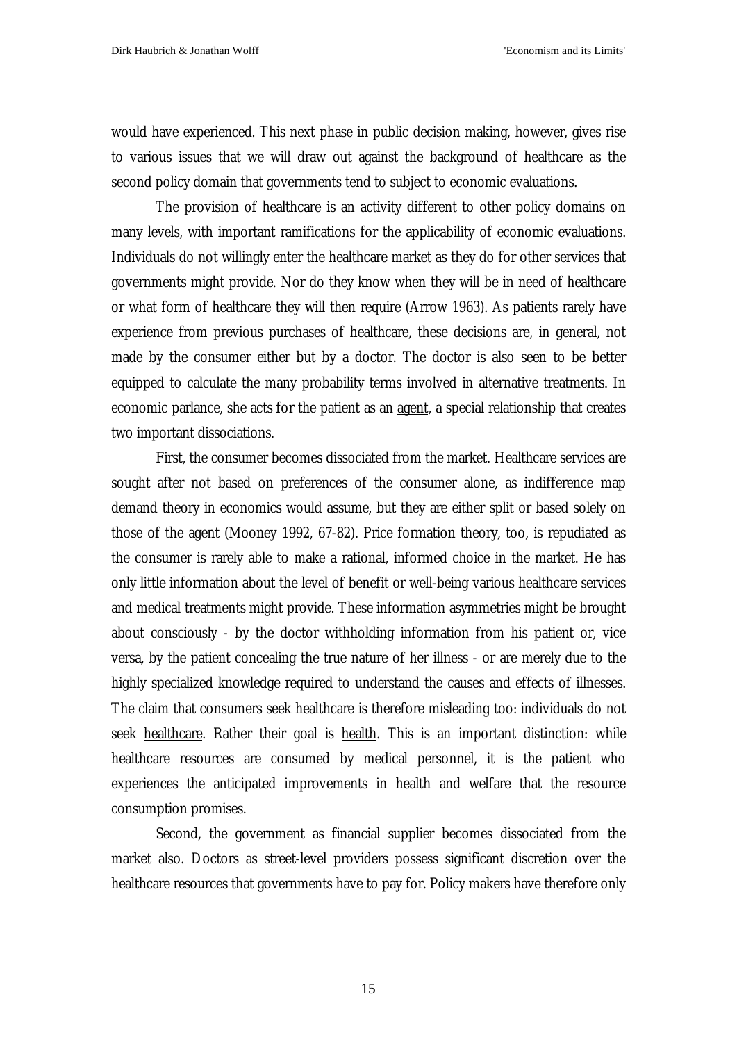would have experienced. This next phase in public decision making, however, gives rise to various issues that we will draw out against the background of healthcare as the second policy domain that governments tend to subject to economic evaluations.

The provision of healthcare is an activity different to other policy domains on many levels, with important ramifications for the applicability of economic evaluations. Individuals do not willingly enter the healthcare market as they do for other services that governments might provide. Nor do they know when they will be in need of healthcare or what form of healthcare they will then require (Arrow 1963). As patients rarely have experience from previous purchases of healthcare, these decisions are, in general, not made by the consumer either but by a doctor. The doctor is also seen to be better equipped to calculate the many probability terms involved in alternative treatments. In economic parlance, she acts for the patient as an <u>agent</u>, a special relationship that creates two important dissociations.

First, the consumer becomes dissociated from the market. Healthcare services are sought after not based on preferences of the consumer alone, as indifference map demand theory in economics would assume, but they are either split or based solely on those of the agent (Mooney 1992, 67-82). Price formation theory, too, is repudiated as the consumer is rarely able to make a rational, informed choice in the market. He has only little information about the level of benefit or well-being various healthcare services and medical treatments might provide. These information asymmetries might be brought about consciously - by the doctor withholding information from his patient or, vice versa, by the patient concealing the true nature of her illness - or are merely due to the highly specialized knowledge required to understand the causes and effects of illnesses. The claim that consumers seek healthcare is therefore misleading too: individuals do not seek <u>healthcare</u>. Rather their goal is <u>health</u>. This is an important distinction: while healthcare resources are consumed by medical personnel, it is the patient who experiences the anticipated improvements in health and welfare that the resource consumption promises.

Second, the government as financial supplier becomes dissociated from the market also. Doctors as street-level providers possess significant discretion over the healthcare resources that governments have to pay for. Policy makers have therefore only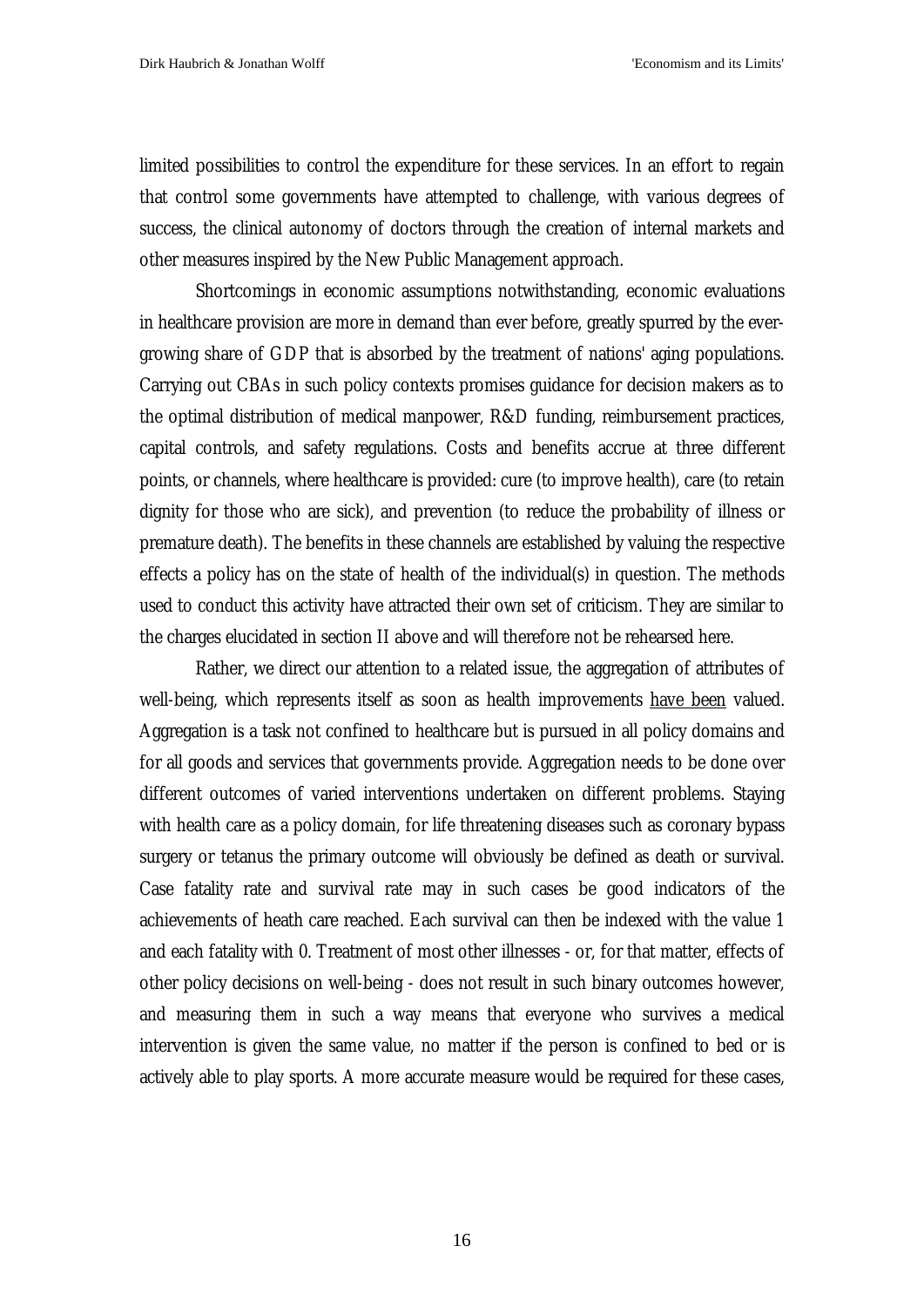limited possibilities to control the expenditure for these services. In an effort to regain that control some governments have attempted to challenge, with various degrees of success, the clinical autonomy of doctors through the creation of internal markets and other measures inspired by the New Public Management approach.

Shortcomings in economic assumptions notwithstanding, economic evaluations in healthcare provision are more in demand than ever before, greatly spurred by the ever-growing share of GDP that is absorbed by the treatment of nations' aging populations. Carrying out CBAs in such policy contexts promises guidance for decision makers as to the optimal distribution of medical manpower, R&D funding, reimbursement practices, capital controls, and safety regulations. Costs and benefits accrue at three different points, or channels, where healthcare is provided: cure (to improve health), care (to retain dignity for those who are sick), and prevention (to reduce the probability of illness or premature death). The benefits in these channels are established by valuing the respective effects a policy has on the state of health of the individual(s) in question. The methods used to conduct this activity have attracted their own set of criticism. They are similar to the charges elucidated in section II above and will therefore not be rehearsed here.

Rather, we direct our attention to a related issue, the aggregation of attributes of well-being, which represents itself as soon as health improvements <u>have been</u> valued. Aggregation is a task not confined to healthcare but is pursued in all policy domains and for all goods and services that governments provide. Aggregation needs to be done over different outcomes of varied interventions undertaken on different problems. Staying with health care as a policy domain, for life threatening diseases such as coronary bypass surgery or tetanus the primary outcome will obviously be defined as death or survival. Case fatality rate and survival rate may in such cases be good indicators of the achievements of heath care reached. Each survival can then be indexed with the value 1 and each fatality with 0. Treatment of most other illnesses - or, for that matter, effects of other policy decisions on well-being - does not result in such binary outcomes however, and measuring them in such a way means that everyone who survives a medical intervention is given the same value, no matter if the person is confined to bed or is actively able to play sports. A more accurate measure would be required for these cases,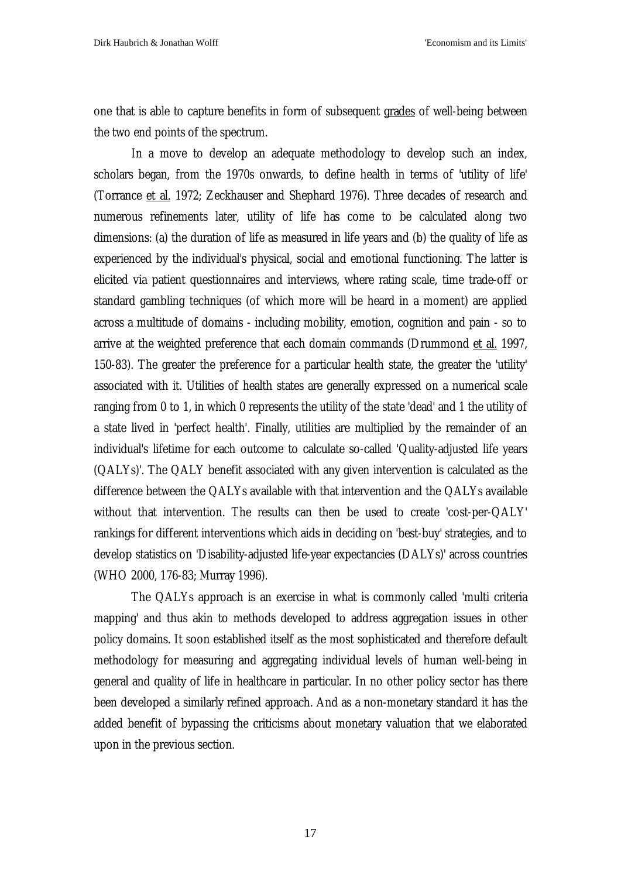one that is able to capture benefits in form of subsequent grades of well-being between the two end points of the spectrum.

In a move to develop an adequate methodology to develop such an index, scholars began, from the 1970s onwards, to define health in terms of 'utility of life' (Torrance et al. 1972; Zeckhauser and Shephard 1976). Three decades of research and numerous refinements later, utility of life has come to be calculated along two dimensions: (a) the duration of life as measured in life years and (b) the quality of life as experienced by the individual's physical, social and emotional functioning. The latter is elicited via patient questionnaires and interviews, where rating scale, time trade-off or standard gambling techniques (of which more will be heard in a moment) are applied across a multitude of domains - including mobility, emotion, cognition and pain - so to arrive at the weighted preference that each domain commands (Drummond et al. 1997, 150-83). The greater the preference for a particular health state, the greater the 'utility' associated with it. Utilities of health states are generally expressed on a numerical scale ranging from 0 to 1, in which 0 represents the utility of the state 'dead' and 1 the utility of a state lived in 'perfect health'. Finally, utilities are multiplied by the remainder of an individual's lifetime for each outcome to calculate so-called 'Quality-adjusted life years (QALYs)'. The QALY benefit associated with any given intervention is calculated as the difference between the QALYs available with that intervention and the QALYs available without that intervention. The results can then be used to create 'cost-per-QALY' rankings for different interventions which aids in deciding on 'best-buy' strategies, and to develop statistics on 'Disability-adjusted life-year expectancies (DALYs)' across countries (WHO 2000, 176-83; Murray 1996).

The QALYs approach is an exercise in what is commonly called 'multi criteria mapping' and thus akin to methods developed to address aggregation issues in other policy domains. It soon established itself as the most sophisticated and therefore default methodology for measuring and aggregating individual levels of human well-being in general and quality of life in healthcare in particular. In no other policy sector has there been developed a similarly refined approach. And as a non-monetary standard it has the added benefit of bypassing the criticisms about monetary valuation that we elaborated upon in the previous section.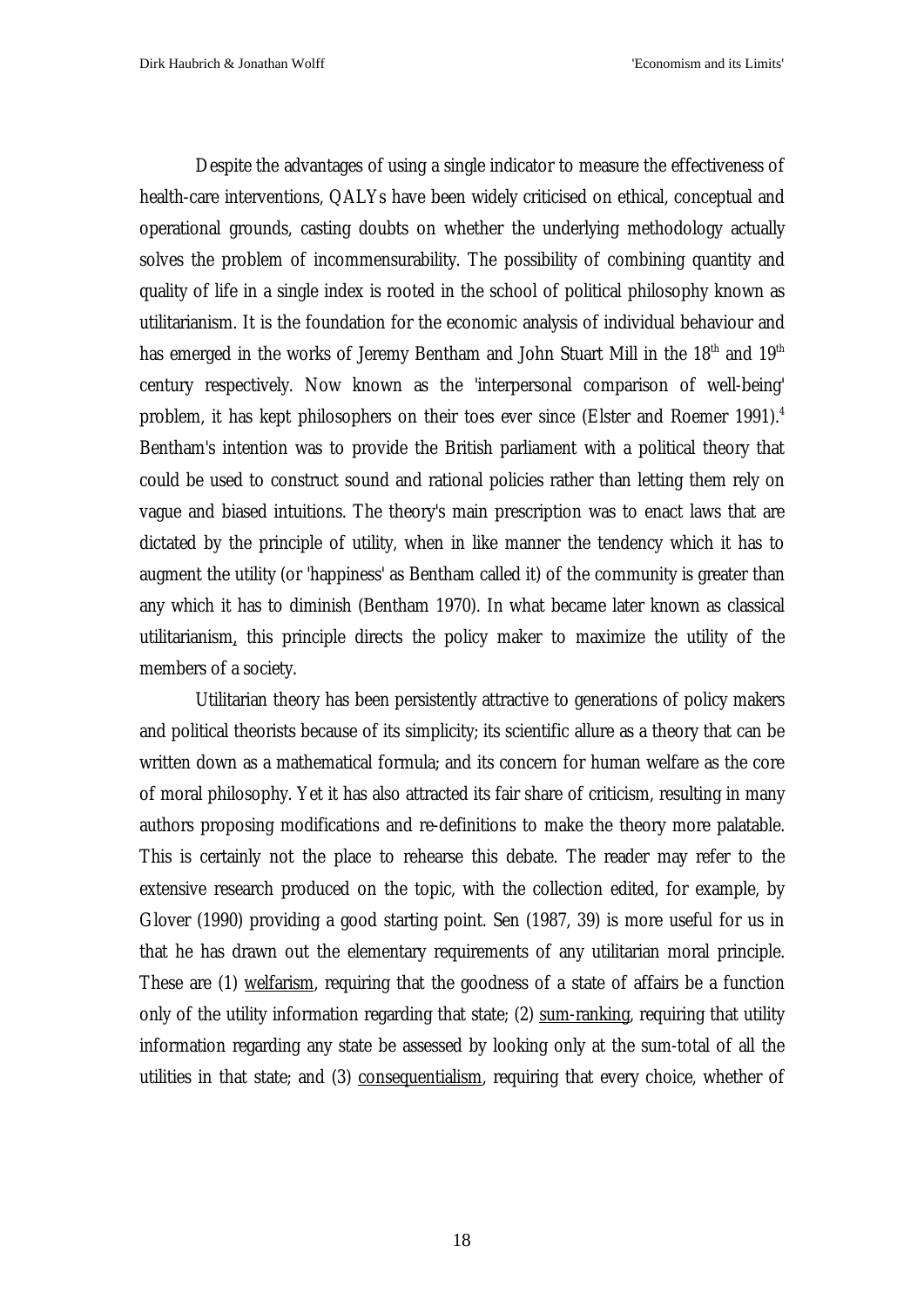Despite the advantages of using a single indicator to measure the effectiveness of health-care interventions, QALYs have been widely criticised on ethical, conceptual and operational grounds, casting doubts on whether the underlying methodology actually solves the problem of incommensurability. The possibility of combining quantity and quality of life in a single index is rooted in the school of political philosophy known as utilitarianism. It is the foundation for the economic analysis of individual behaviour and has emerged in the works of Jeremy Bentham and John Stuart Mill in the 18th and 19th century respectively. Now known as the 'interpersonal comparison of well-being' problem, it has kept philosophers on their toes ever since (Elster and Roemer 1991).[4] Bentham's intention was to provide the British parliament with a political theory that could be used to construct sound and rational policies rather than letting them rely on vague and biased intuitions. The theory's main prescription was to enact laws that are dictated by the principle of utility, when in like manner the tendency which it has to augment the utility (or 'happiness' as Bentham called it) of the community is greater than any which it has to diminish (Bentham 1970). In what became later known as classical utilitarianism, this principle directs the policy maker to maximize the utility of the members of a society.

Utilitarian theory has been persistently attractive to generations of policy makers and political theorists because of its simplicity; its scientific allure as a theory that can be written down as a mathematical formula; and its concern for human welfare as the core of moral philosophy. Yet it has also attracted its fair share of criticism, resulting in many authors proposing modifications and re-definitions to make the theory more palatable. This is certainly not the place to rehearse this debate. The reader may refer to the extensive research produced on the topic, with the collection edited, for example, by Glover (1990) providing a good starting point. Sen (1987, 39) is more useful for us in that he has drawn out the elementary requirements of any utilitarian moral principle. These are (1) welfarism, requiring that the goodness of a state of affairs be a function only of the utility information regarding that state; (2) sum-ranking, requiring that utility information regarding any state be assessed by looking only at the sum-total of all the utilities in that state; and (3) consequentialism, requiring that every choice, whether of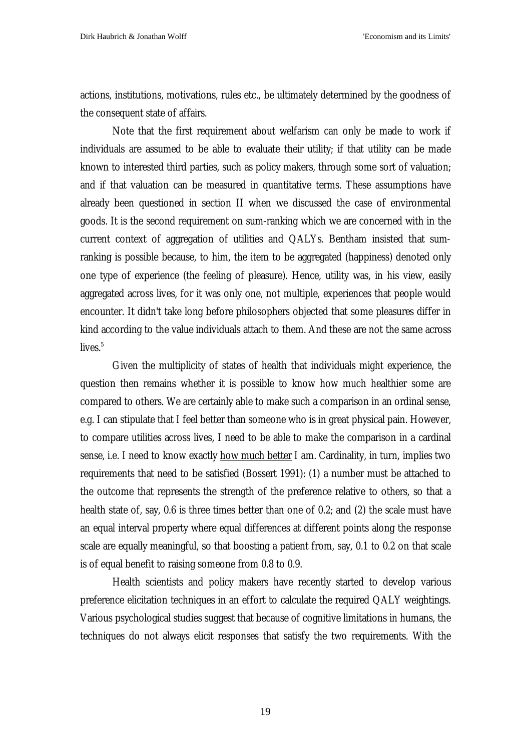actions, institutions, motivations, rules etc., be ultimately determined by the goodness of the consequent state of affairs.

Note that the first requirement about welfarism can only be made to work if individuals are assumed to be able to evaluate their utility; if that utility can be made known to interested third parties, such as policy makers, through some sort of valuation; and if that valuation can be measured in quantitative terms. These assumptions have already been questioned in section II when we discussed the case of environmental goods. It is the second requirement on sum-ranking which we are concerned with in the current context of aggregation of utilities and QALYs. Bentham insisted that sum-ranking is possible because, to him, the item to be aggregated (happiness) denoted only one type of experience (the feeling of pleasure). Hence, utility was, in his view, easily aggregated across lives, for it was only one, not multiple, experiences that people would encounter. It didn't take long before philosophers objected that some pleasures differ in kind according to the value individuals attach to them. And these are not the same across lives.[5]

Given the multiplicity of states of health that individuals might experience, the question then remains whether it is possible to know how much healthier some are compared to others. We are certainly able to make such a comparison in an ordinal sense, e.g. I can stipulate that I feel better than someone who is in great physical pain. However, to compare utilities across lives, I need to be able to make the comparison in a cardinal sense, i.e. I need to know exactly <u>how much better</u> I am. Cardinality, in turn, implies two requirements that need to be satisfied (Bossert 1991): (1) a number must be attached to the outcome that represents the strength of the preference relative to others, so that a health state of, say, 0.6 is three times better than one of 0.2; and (2) the scale must have an equal interval property where equal differences at different points along the response scale are equally meaningful, so that boosting a patient from, say, 0.1 to 0.2 on that scale is of equal benefit to raising someone from 0.8 to 0.9.

Health scientists and policy makers have recently started to develop various preference elicitation techniques in an effort to calculate the required QALY weightings. Various psychological studies suggest that because of cognitive limitations in humans, the techniques do not always elicit responses that satisfy the two requirements. With the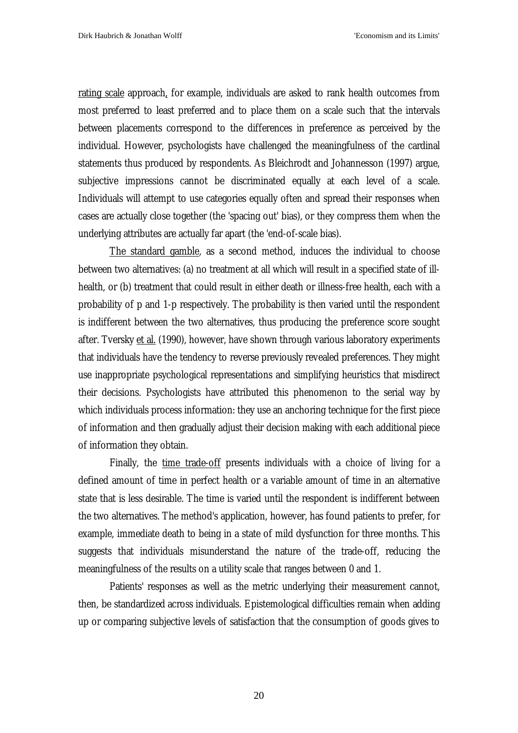rating scale approach, for example, individuals are asked to rank health outcomes from most preferred to least preferred and to place them on a scale such that the intervals between placements correspond to the differences in preference as perceived by the individual. However, psychologists have challenged the meaningfulness of the cardinal statements thus produced by respondents. As Bleichrodt and Johannesson (1997) argue, subjective impressions cannot be discriminated equally at each level of a scale. Individuals will attempt to use categories equally often and spread their responses when cases are actually close together (the 'spacing out' bias), or they compress them when the underlying attributes are actually far apart (the 'end-of-scale bias).

The standard gamble, as a second method, induces the individual to choose between two alternatives: (a) no treatment at all which will result in a specified state of ill-health, or (b) treatment that could result in either death or illness-free health, each with a probability of p and 1-p respectively. The probability is then varied until the respondent is indifferent between the two alternatives, thus producing the preference score sought after. Tversky et al. (1990), however, have shown through various laboratory experiments that individuals have the tendency to reverse previously revealed preferences. They might use inappropriate psychological representations and simplifying heuristics that misdirect their decisions. Psychologists have attributed this phenomenon to the serial way by which individuals process information: they use an anchoring technique for the first piece of information and then gradually adjust their decision making with each additional piece of information they obtain.

Finally, the time trade-off presents individuals with a choice of living for a defined amount of time in perfect health or a variable amount of time in an alternative state that is less desirable. The time is varied until the respondent is indifferent between the two alternatives. The method's application, however, has found patients to prefer, for example, immediate death to being in a state of mild dysfunction for three months. This suggests that individuals misunderstand the nature of the trade-off, reducing the meaningfulness of the results on a utility scale that ranges between 0 and 1.

Patients' responses as well as the metric underlying their measurement cannot, then, be standardized across individuals. Epistemological difficulties remain when adding up or comparing subjective levels of satisfaction that the consumption of goods gives to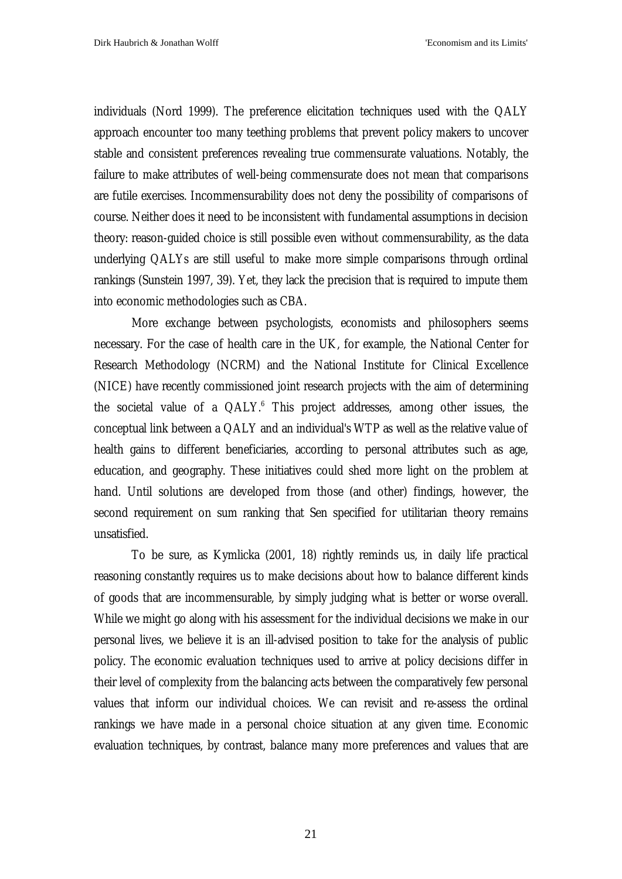individuals (Nord 1999). The preference elicitation techniques used with the QALY approach encounter too many teething problems that prevent policy makers to uncover stable and consistent preferences revealing true commensurate valuations. Notably, the failure to make attributes of well-being commensurate does not mean that comparisons are futile exercises. Incommensurability does not deny the possibility of comparisons of course. Neither does it need to be inconsistent with fundamental assumptions in decision theory: reason-guided choice is still possible even without commensurability, as the data underlying QALYs are still useful to make more simple comparisons through ordinal rankings (Sunstein 1997, 39). Yet, they lack the precision that is required to impute them into economic methodologies such as CBA.

More exchange between psychologists, economists and philosophers seems necessary. For the case of health care in the UK, for example, the National Center for Research Methodology (NCRM) and the National Institute for Clinical Excellence (NICE) have recently commissioned joint research projects with the aim of determining the societal value of a QALY.[6] This project addresses, among other issues, the conceptual link between a QALY and an individual's WTP as well as the relative value of health gains to different beneficiaries, according to personal attributes such as age, education, and geography. These initiatives could shed more light on the problem at hand. Until solutions are developed from those (and other) findings, however, the second requirement on sum ranking that Sen specified for utilitarian theory remains unsatisfied.

To be sure, as Kymlicka (2001, 18) rightly reminds us, in daily life practical reasoning constantly requires us to make decisions about how to balance different kinds of goods that are incommensurable, by simply judging what is better or worse overall. While we might go along with his assessment for the individual decisions we make in our personal lives, we believe it is an ill-advised position to take for the analysis of public policy. The economic evaluation techniques used to arrive at policy decisions differ in their level of complexity from the balancing acts between the comparatively few personal values that inform our individual choices. We can revisit and re-assess the ordinal rankings we have made in a personal choice situation at any given time. Economic evaluation techniques, by contrast, balance many more preferences and values that are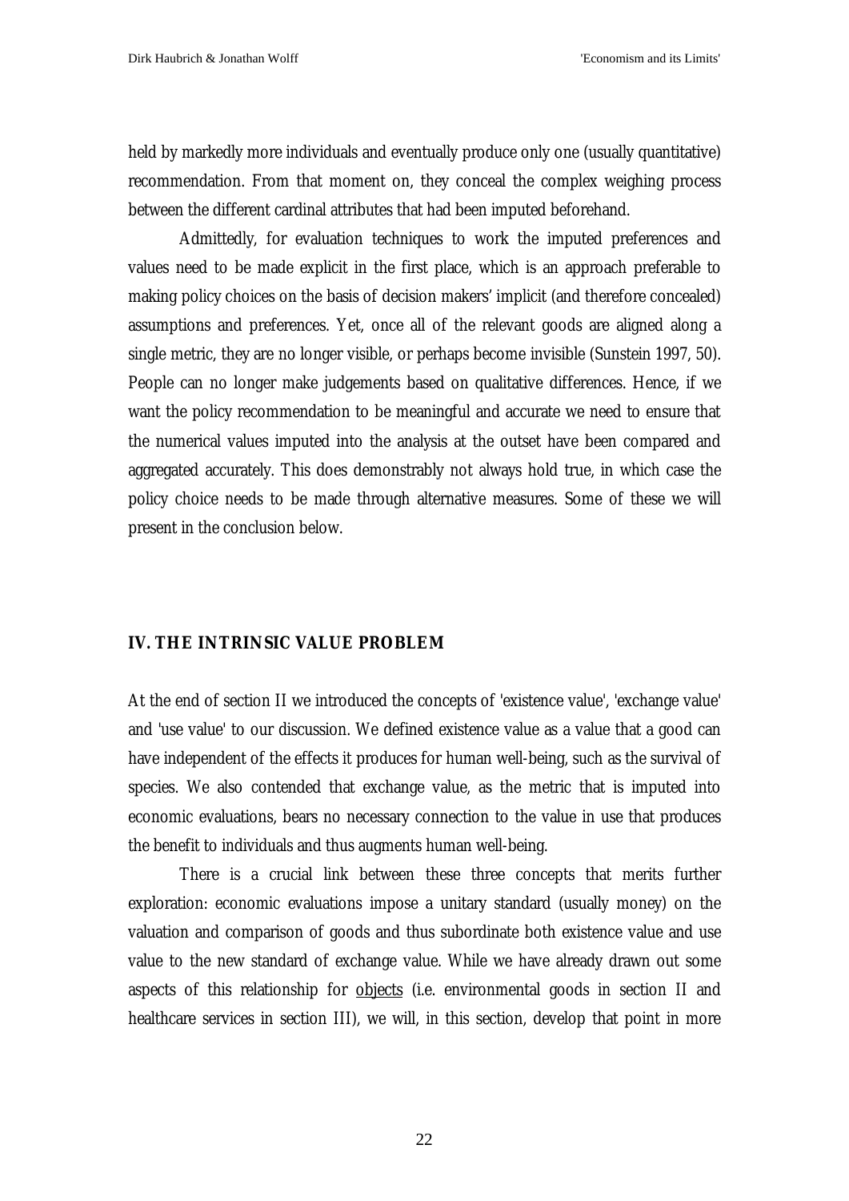held by markedly more individuals and eventually produce only one (usually quantitative) recommendation. From that moment on, they conceal the complex weighing process between the different cardinal attributes that had been imputed beforehand.

Admittedly, for evaluation techniques to work the imputed preferences and values need to be made explicit in the first place, which is an approach preferable to making policy choices on the basis of decision makers' implicit (and therefore concealed) assumptions and preferences. Yet, once all of the relevant goods are aligned along a single metric, they are no longer visible, or perhaps become invisible (Sunstein 1997, 50). People can no longer make judgements based on qualitative differences. Hence, if we want the policy recommendation to be meaningful and accurate we need to ensure that the numerical values imputed into the analysis at the outset have been compared and aggregated accurately. This does demonstrably not always hold true, in which case the policy choice needs to be made through alternative measures. Some of these we will present in the conclusion below.

## IV. THE INTRINSIC VALUE PROBLEM

At the end of section II we introduced the concepts of 'existence value', 'exchange value' and 'use value' to our discussion. We defined existence value as a value that a good can have independent of the effects it produces for human well-being, such as the survival of species. We also contended that exchange value, as the metric that is imputed into economic evaluations, bears no necessary connection to the value in use that produces the benefit to individuals and thus augments human well-being.

There is a crucial link between these three concepts that merits further exploration: economic evaluations impose a unitary standard (usually money) on the valuation and comparison of goods and thus subordinate both existence value and use value to the new standard of exchange value. While we have already drawn out some aspects of this relationship for <u>objects</u> (i.e. environmental goods in section II and healthcare services in section III), we will, in this section, develop that point in more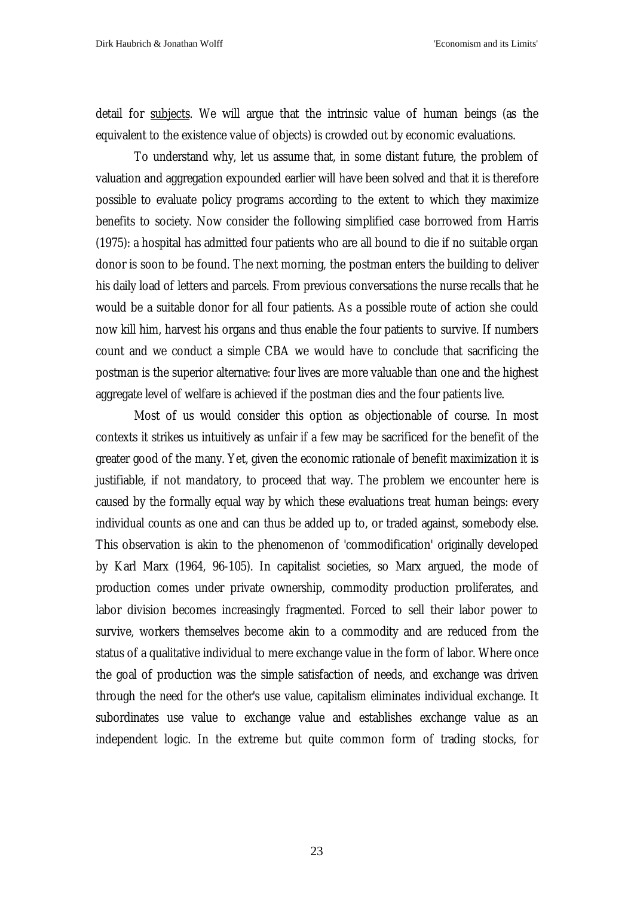detail for <u>subjects</u>. We will argue that the intrinsic value of human beings (as the equivalent to the existence value of objects) is crowded out by economic evaluations.

To understand why, let us assume that, in some distant future, the problem of valuation and aggregation expounded earlier will have been solved and that it is therefore possible to evaluate policy programs according to the extent to which they maximize benefits to society. Now consider the following simplified case borrowed from Harris (1975): a hospital has admitted four patients who are all bound to die if no suitable organ donor is soon to be found. The next morning, the postman enters the building to deliver his daily load of letters and parcels. From previous conversations the nurse recalls that he would be a suitable donor for all four patients. As a possible route of action she could now kill him, harvest his organs and thus enable the four patients to survive. If numbers count and we conduct a simple CBA we would have to conclude that sacrificing the postman is the superior alternative: four lives are more valuable than one and the highest aggregate level of welfare is achieved if the postman dies and the four patients live.

Most of us would consider this option as objectionable of course. In most contexts it strikes us intuitively as unfair if a few may be sacrificed for the benefit of the greater good of the many. Yet, given the economic rationale of benefit maximization it is justifiable, if not mandatory, to proceed that way. The problem we encounter here is caused by the formally equal way by which these evaluations treat human beings: every individual counts as one and can thus be added up to, or traded against, somebody else. This observation is akin to the phenomenon of 'commodification' originally developed by Karl Marx (1964, 96-105). In capitalist societies, so Marx argued, the mode of production comes under private ownership, commodity production proliferates, and labor division becomes increasingly fragmented. Forced to sell their labor power to survive, workers themselves become akin to a commodity and are reduced from the status of a qualitative individual to mere exchange value in the form of labor. Where once the goal of production was the simple satisfaction of needs, and exchange was driven through the need for the other's use value, capitalism eliminates individual exchange. It subordinates use value to exchange value and establishes exchange value as an independent logic. In the extreme but quite common form of trading stocks, for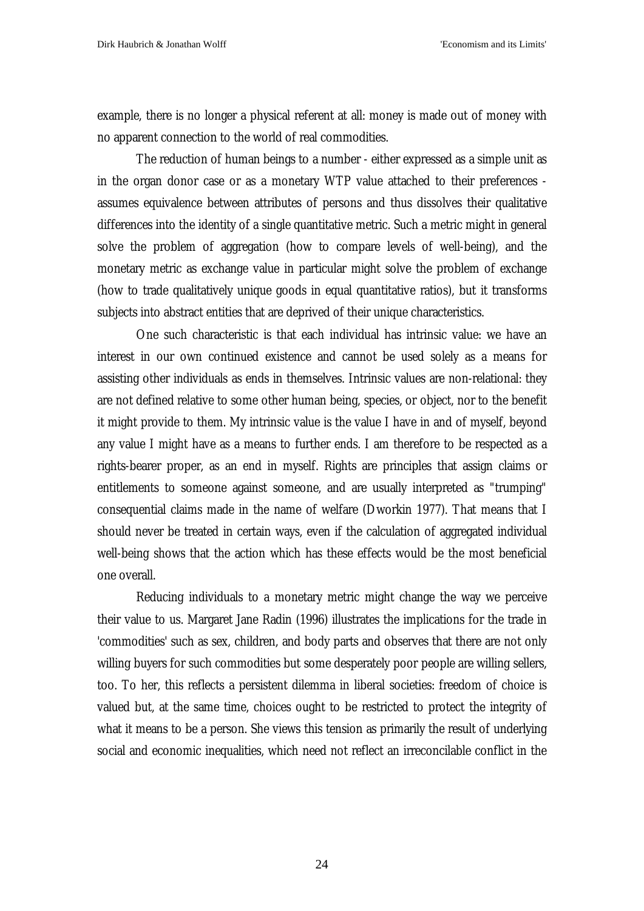example, there is no longer a physical referent at all: money is made out of money with no apparent connection to the world of real commodities.

The reduction of human beings to a number - either expressed as a simple unit as in the organ donor case or as a monetary WTP value attached to their preferences - assumes equivalence between attributes of persons and thus dissolves their qualitative differences into the identity of a single quantitative metric. Such a metric might in general solve the problem of aggregation (how to compare levels of well-being), and the monetary metric as exchange value in particular might solve the problem of exchange (how to trade qualitatively unique goods in equal quantitative ratios), but it transforms subjects into abstract entities that are deprived of their unique characteristics.

One such characteristic is that each individual has intrinsic value: we have an interest in our own continued existence and cannot be used solely as a means for assisting other individuals as ends in themselves. Intrinsic values are non-relational: they are not defined relative to some other human being, species, or object, nor to the benefit it might provide to them. My intrinsic value is the value I have in and of myself, beyond any value I might have as a means to further ends. I am therefore to be respected as a rights-bearer proper, as an end in myself. Rights are principles that assign claims or entitlements to someone against someone, and are usually interpreted as "trumping" consequential claims made in the name of welfare (Dworkin 1977). That means that I should never be treated in certain ways, even if the calculation of aggregated individual well-being shows that the action which has these effects would be the most beneficial one overall.

Reducing individuals to a monetary metric might change the way we perceive their value to us. Margaret Jane Radin (1996) illustrates the implications for the trade in 'commodities' such as sex, children, and body parts and observes that there are not only willing buyers for such commodities but some desperately poor people are willing sellers, too. To her, this reflects a persistent dilemma in liberal societies: freedom of choice is valued but, at the same time, choices ought to be restricted to protect the integrity of what it means to be a person. She views this tension as primarily the result of underlying social and economic inequalities, which need not reflect an irreconcilable conflict in the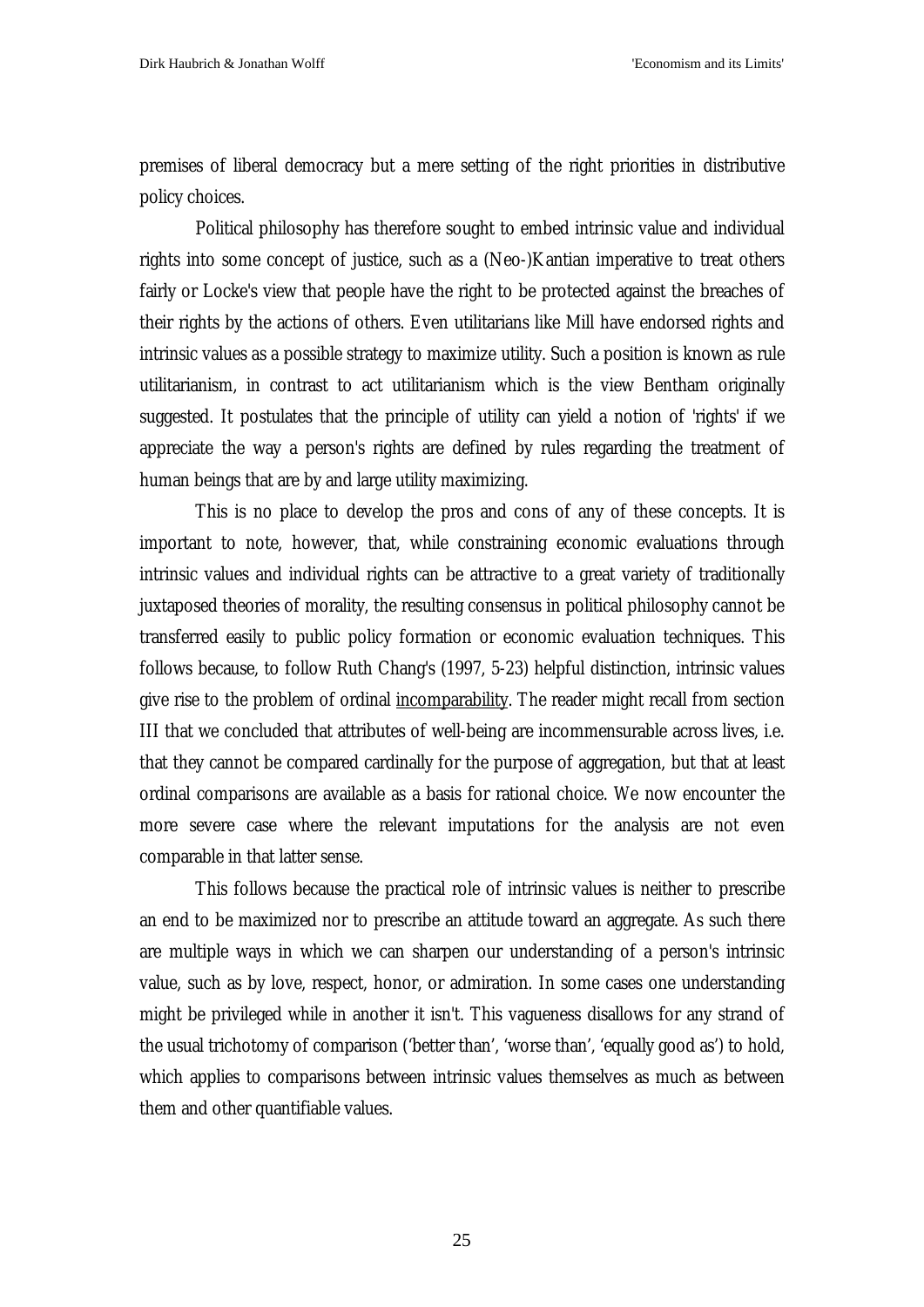premises of liberal democracy but a mere setting of the right priorities in distributive policy choices.

Political philosophy has therefore sought to embed intrinsic value and individual rights into some concept of justice, such as a (Neo-)Kantian imperative to treat others fairly or Locke's view that people have the right to be protected against the breaches of their rights by the actions of others. Even utilitarians like Mill have endorsed rights and intrinsic values as a possible strategy to maximize utility. Such a position is known as rule utilitarianism, in contrast to act utilitarianism which is the view Bentham originally suggested. It postulates that the principle of utility can yield a notion of 'rights' if we appreciate the way a person's rights are defined by rules regarding the treatment of human beings that are by and large utility maximizing.

This is no place to develop the pros and cons of any of these concepts. It is important to note, however, that, while constraining economic evaluations through intrinsic values and individual rights can be attractive to a great variety of traditionally juxtaposed theories of morality, the resulting consensus in political philosophy cannot be transferred easily to public policy formation or economic evaluation techniques. This follows because, to follow Ruth Chang's (1997, 5-23) helpful distinction, intrinsic values give rise to the problem of ordinal <u>incomparability</u>. The reader might recall from section III that we concluded that attributes of well-being are incommensurable across lives, i.e. that they cannot be compared cardinally for the purpose of aggregation, but that at least ordinal comparisons are available as a basis for rational choice. We now encounter the more severe case where the relevant imputations for the analysis are not even comparable in that latter sense.

This follows because the practical role of intrinsic values is neither to prescribe an end to be maximized nor to prescribe an attitude toward an aggregate. As such there are multiple ways in which we can sharpen our understanding of a person's intrinsic value, such as by love, respect, honor, or admiration. In some cases one understanding might be privileged while in another it isn't. This vagueness disallows for any strand of the usual trichotomy of comparison ('better than', 'worse than', 'equally good as') to hold, which applies to comparisons between intrinsic values themselves as much as between them and other quantifiable values.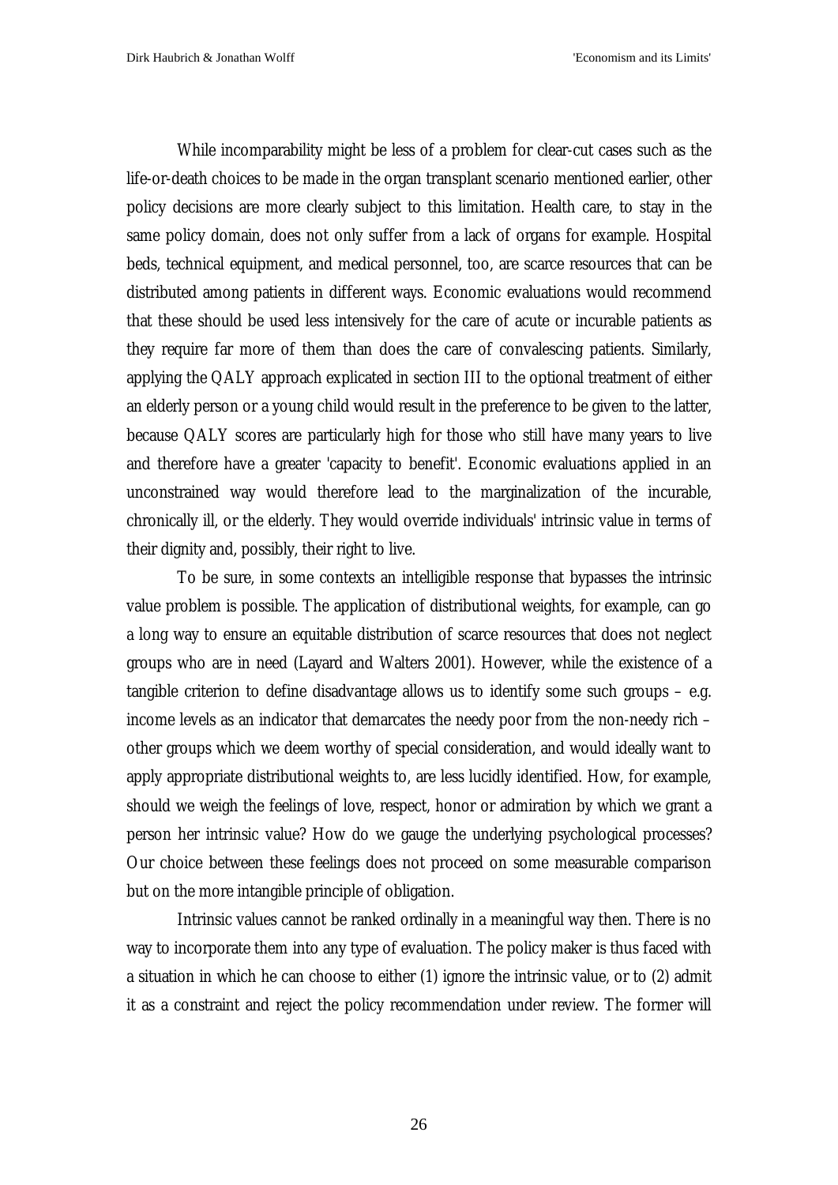While incomparability might be less of a problem for clear-cut cases such as the life-or-death choices to be made in the organ transplant scenario mentioned earlier, other policy decisions are more clearly subject to this limitation. Health care, to stay in the same policy domain, does not only suffer from a lack of organs for example. Hospital beds, technical equipment, and medical personnel, too, are scarce resources that can be distributed among patients in different ways. Economic evaluations would recommend that these should be used less intensively for the care of acute or incurable patients as they require far more of them than does the care of convalescing patients. Similarly, applying the QALY approach explicated in section III to the optional treatment of either an elderly person or a young child would result in the preference to be given to the latter, because QALY scores are particularly high for those who still have many years to live and therefore have a greater 'capacity to benefit'. Economic evaluations applied in an unconstrained way would therefore lead to the marginalization of the incurable, chronically ill, or the elderly. They would override individuals' intrinsic value in terms of their dignity and, possibly, their right to live.

To be sure, in some contexts an intelligible response that bypasses the intrinsic value problem is possible. The application of distributional weights, for example, can go a long way to ensure an equitable distribution of scarce resources that does not neglect groups who are in need (Layard and Walters 2001). However, while the existence of a tangible criterion to define disadvantage allows us to identify some such groups – e.g. income levels as an indicator that demarcates the needy poor from the non-needy rich – other groups which we deem worthy of special consideration, and would ideally want to apply appropriate distributional weights to, are less lucidly identified. How, for example, should we weigh the feelings of love, respect, honor or admiration by which we grant a person her intrinsic value? How do we gauge the underlying psychological processes? Our choice between these feelings does not proceed on some measurable comparison but on the more intangible principle of obligation.

Intrinsic values cannot be ranked ordinally in a meaningful way then. There is no way to incorporate them into any type of evaluation. The policy maker is thus faced with a situation in which he can choose to either (1) ignore the intrinsic value, or to (2) admit it as a constraint and reject the policy recommendation under review. The former will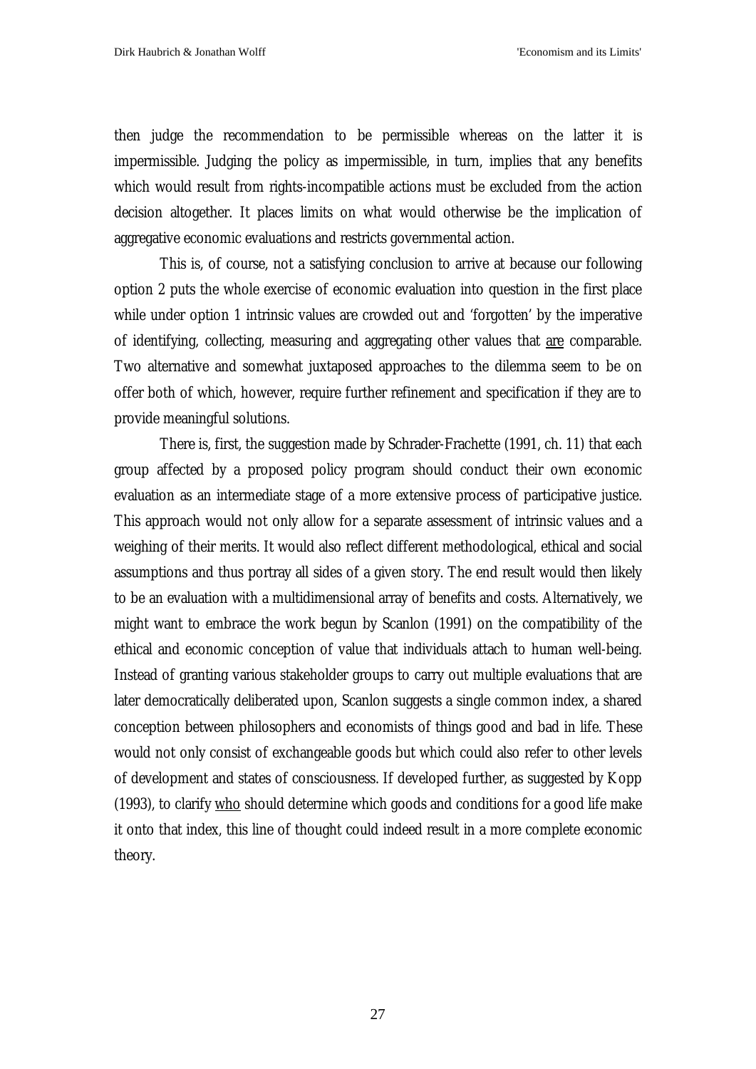then judge the recommendation to be permissible whereas on the latter it is impermissible. Judging the policy as impermissible, in turn, implies that any benefits which would result from rights-incompatible actions must be excluded from the action decision altogether. It places limits on what would otherwise be the implication of aggregative economic evaluations and restricts governmental action.

This is, of course, not a satisfying conclusion to arrive at because our following option 2 puts the whole exercise of economic evaluation into question in the first place while under option 1 intrinsic values are crowded out and 'forgotten' by the imperative of identifying, collecting, measuring and aggregating other values that <u>are</u> comparable. Two alternative and somewhat juxtaposed approaches to the dilemma seem to be on offer both of which, however, require further refinement and specification if they are to provide meaningful solutions.

There is, first, the suggestion made by Schrader-Frachette (1991, ch. 11) that each group affected by a proposed policy program should conduct their own economic evaluation as an intermediate stage of a more extensive process of participative justice. This approach would not only allow for a separate assessment of intrinsic values and a weighing of their merits. It would also reflect different methodological, ethical and social assumptions and thus portray all sides of a given story. The end result would then likely to be an evaluation with a multidimensional array of benefits and costs. Alternatively, we might want to embrace the work begun by Scanlon (1991) on the compatibility of the ethical and economic conception of value that individuals attach to human well-being. Instead of granting various stakeholder groups to carry out multiple evaluations that are later democratically deliberated upon, Scanlon suggests a single common index, a shared conception between philosophers and economists of things good and bad in life. These would not only consist of exchangeable goods but which could also refer to other levels of development and states of consciousness. If developed further, as suggested by Kopp (1993), to clarify <u>who</u> should determine which goods and conditions for a good life make it onto that index, this line of thought could indeed result in a more complete economic theory.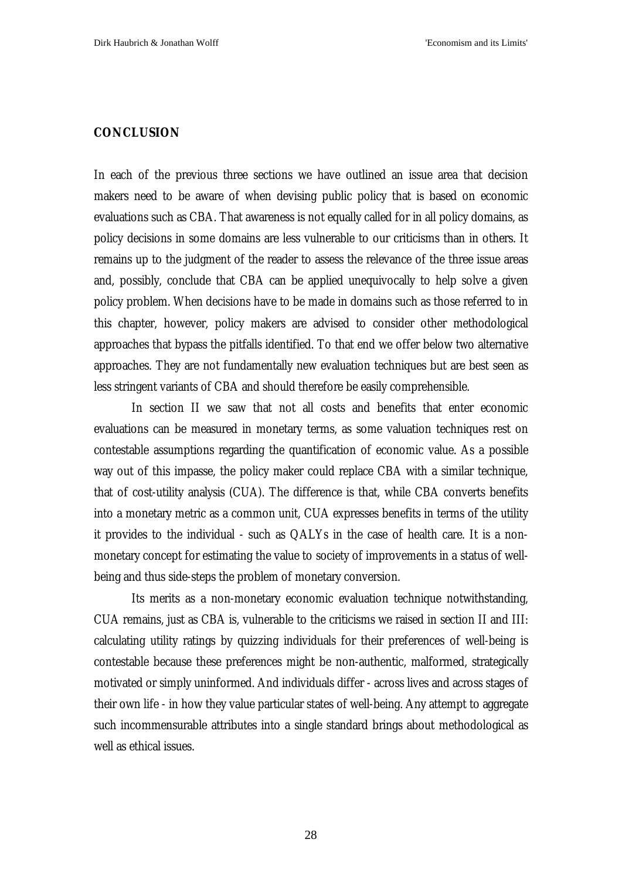## CONCLUSION

In each of the previous three sections we have outlined an issue area that decision makers need to be aware of when devising public policy that is based on economic evaluations such as CBA. That awareness is not equally called for in all policy domains, as policy decisions in some domains are less vulnerable to our criticisms than in others. It remains up to the judgment of the reader to assess the relevance of the three issue areas and, possibly, conclude that CBA can be applied unequivocally to help solve a given policy problem. When decisions have to be made in domains such as those referred to in this chapter, however, policy makers are advised to consider other methodological approaches that bypass the pitfalls identified. To that end we offer below two alternative approaches. They are not fundamentally new evaluation techniques but are best seen as less stringent variants of CBA and should therefore be easily comprehensible.

In section II we saw that not all costs and benefits that enter economic evaluations can be measured in monetary terms, as some valuation techniques rest on contestable assumptions regarding the quantification of economic value. As a possible way out of this impasse, the policy maker could replace CBA with a similar technique, that of cost-utility analysis (CUA). The difference is that, while CBA converts benefits into a monetary metric as a common unit, CUA expresses benefits in terms of the utility it provides to the individual - such as QALYs in the case of health care. It is a non-monetary concept for estimating the value to society of improvements in a status of well-being and thus side-steps the problem of monetary conversion.

Its merits as a non-monetary economic evaluation technique notwithstanding, CUA remains, just as CBA is, vulnerable to the criticisms we raised in section II and III: calculating utility ratings by quizzing individuals for their preferences of well-being is contestable because these preferences might be non-authentic, malformed, strategically motivated or simply uninformed. And individuals differ - across lives and across stages of their own life - in how they value particular states of well-being. Any attempt to aggregate such incommensurable attributes into a single standard brings about methodological as well as ethical issues.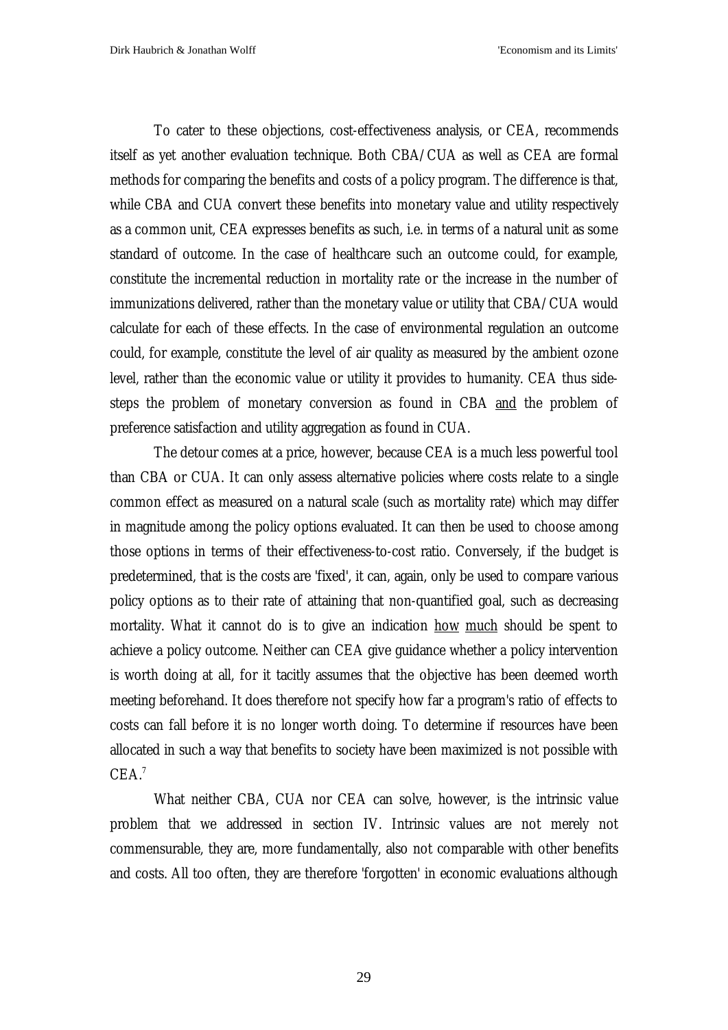To cater to these objections, cost-effectiveness analysis, or CEA, recommends itself as yet another evaluation technique. Both CBA/CUA as well as CEA are formal methods for comparing the benefits and costs of a policy program. The difference is that, while CBA and CUA convert these benefits into monetary value and utility respectively as a common unit, CEA expresses benefits as such, i.e. in terms of a natural unit as some standard of outcome. In the case of healthcare such an outcome could, for example, constitute the incremental reduction in mortality rate or the increase in the number of immunizations delivered, rather than the monetary value or utility that CBA/CUA would calculate for each of these effects. In the case of environmental regulation an outcome could, for example, constitute the level of air quality as measured by the ambient ozone level, rather than the economic value or utility it provides to humanity. CEA thus side-steps the problem of monetary conversion as found in CBA <u>and</u> the problem of preference satisfaction and utility aggregation as found in CUA.

The detour comes at a price, however, because CEA is a much less powerful tool than CBA or CUA. It can only assess alternative policies where costs relate to a single common effect as measured on a natural scale (such as mortality rate) which may differ in magnitude among the policy options evaluated. It can then be used to choose among those options in terms of their effectiveness-to-cost ratio. Conversely, if the budget is predetermined, that is the costs are 'fixed', it can, again, only be used to compare various policy options as to their rate of attaining that non-quantified goal, such as decreasing mortality. What it cannot do is to give an indication <u>how</u> <u>much</u> should be spent to achieve a policy outcome. Neither can CEA give guidance whether a policy intervention is worth doing at all, for it tacitly assumes that the objective has been deemed worth meeting beforehand. It does therefore not specify how far a program's ratio of effects to costs can fall before it is no longer worth doing. To determine if resources have been allocated in such a way that benefits to society have been maximized is not possible with CEA.[7]

What neither CBA, CUA nor CEA can solve, however, is the intrinsic value problem that we addressed in section IV. Intrinsic values are not merely not commensurable, they are, more fundamentally, also not comparable with other benefits and costs. All too often, they are therefore 'forgotten' in economic evaluations although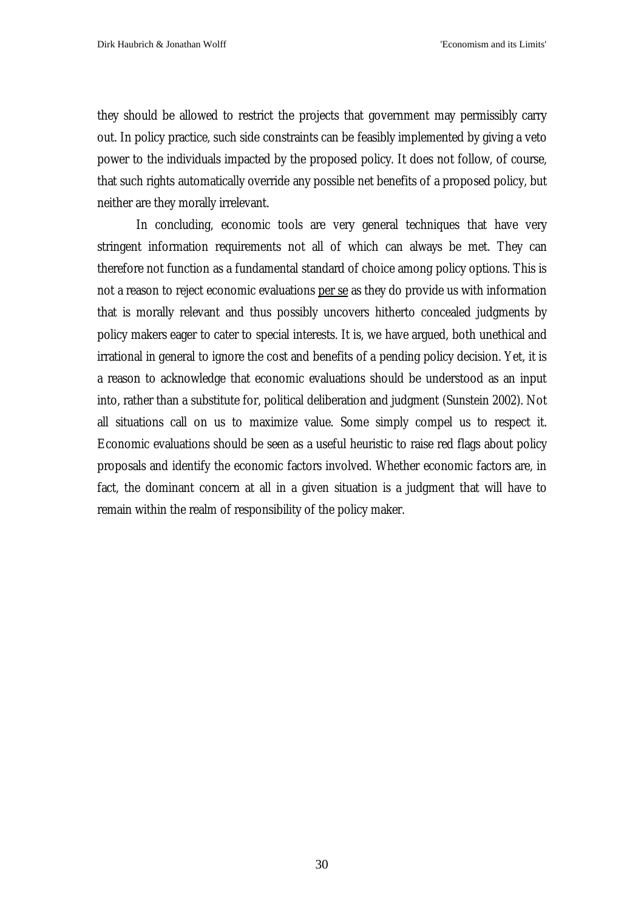they should be allowed to restrict the projects that government may permissibly carry out. In policy practice, such side constraints can be feasibly implemented by giving a veto power to the individuals impacted by the proposed policy. It does not follow, of course, that such rights automatically override any possible net benefits of a proposed policy, but neither are they morally irrelevant.

In concluding, economic tools are very general techniques that have very stringent information requirements not all of which can always be met. They can therefore not function as a fundamental standard of choice among policy options. This is not a reason to reject economic evaluations per se as they do provide us with information that is morally relevant and thus possibly uncovers hitherto concealed judgments by policy makers eager to cater to special interests. It is, we have argued, both unethical and irrational in general to ignore the cost and benefits of a pending policy decision. Yet, it is a reason to acknowledge that economic evaluations should be understood as an input into, rather than a substitute for, political deliberation and judgment (Sunstein 2002). Not all situations call on us to maximize value. Some simply compel us to respect it. Economic evaluations should be seen as a useful heuristic to raise red flags about policy proposals and identify the economic factors involved. Whether economic factors are, in fact, the dominant concern at all in a given situation is a judgment that will have to remain within the realm of responsibility of the policy maker.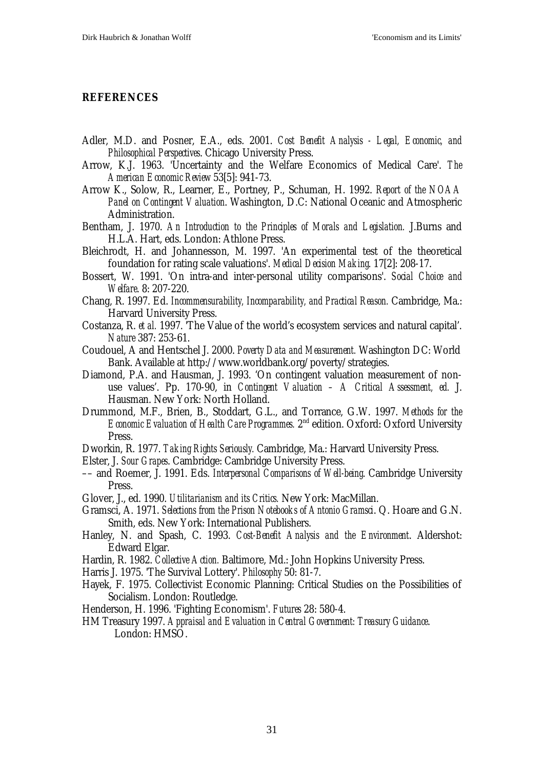## REFERENCES

Adler, M.D. and Posner, E.A., eds. 2001. *Cost Benefit Analysis - Legal, Economic, and Philosophical Perspectives*. Chicago University Press.

Arrow, K.J. 1963. 'Uncertainty and the Welfare Economics of Medical Care'. *The American Economic Review* 53[5]: 941-73.

Arrow K., Solow, R., Learner, E., Portney, P., Schuman, H. 1992. *Report of the NOAA Panel on Contingent Valuation*. Washington, D.C: National Oceanic and Atmospheric Administration.

Bentham, J. 1970. *An Introduction to the Principles of Morals and Legislation.* J.Burns and H.L.A. Hart, eds. London: Athlone Press.

Bleichrodt, H. and Johannesson, M. 1997. 'An experimental test of the theoretical foundation for rating scale valuations'. *Medical Decision Making*. 17[2]: 208-17.

Bossert, W. 1991. 'On intra-and inter-personal utility comparisons'. *Social Choice and Welfare*. 8: 207-220.

Chang, R. 1997. Ed. *Incommensurability, Incomparability, and Practical Reason.* Cambridge, Ma.: Harvard University Press.

Costanza, R. *et al.* 1997. 'The Value of the world's ecosystem services and natural capital'. *Nature* 387: 253-61.

Coudouel, A and Hentschel J. 2000. *Poverty Data and Measurement.* Washington DC: World Bank. Available at http://www.worldbank.org/poverty/strategies.

Diamond, P.A. and Hausman, J. 1993. 'On contingent valuation measurement of non-use values'. Pp. 170-90, in *Contingent Valuation – A Critical Assessment, ed.* J. Hausman. New York: North Holland.

Drummond, M.F., Brien, B., Stoddart, G.L., and Torrance, G.W. 1997. *Methods for the Economic Evaluation of Health Care Programmes.* 2nd edition. Oxford: Oxford University Press.

Dworkin, R. 1977. *Taking Rights Seriously.* Cambridge, Ma.: Harvard University Press.

Elster, J. *Sour Grapes*. Cambridge: Cambridge University Press.

–– and Roemer, J. 1991. Eds. *Interpersonal Comparisons of Well-being*. Cambridge University Press.

Glover, J., ed. 1990. *Utilitarianism and its Critics.* New York: MacMillan.

Gramsci, A. 1971. *Selections from the Prison Notebooks of Antonio Gramsci*. Q. Hoare and G.N. Smith, eds. New York: International Publishers.

Hanley, N. and Spash, C. 1993. *Cost-Benefit Analysis and the Environment*. Aldershot: Edward Elgar.

Hardin, R. 1982. *Collective Action.* Baltimore, Md.: John Hopkins University Press.

Harris J. 1975. 'The Survival Lottery'. *Philosophy* 50: 81-7.

Hayek, F. 1975. Collectivist Economic Planning: Critical Studies on the Possibilities of Socialism. London: Routledge.

Henderson, H. 1996. 'Fighting Economism'. *Futures* 28: 580-4.

HM Treasury 1997. *Appraisal and Evaluation in Central Government: Treasury Guidance.* London: HMSO.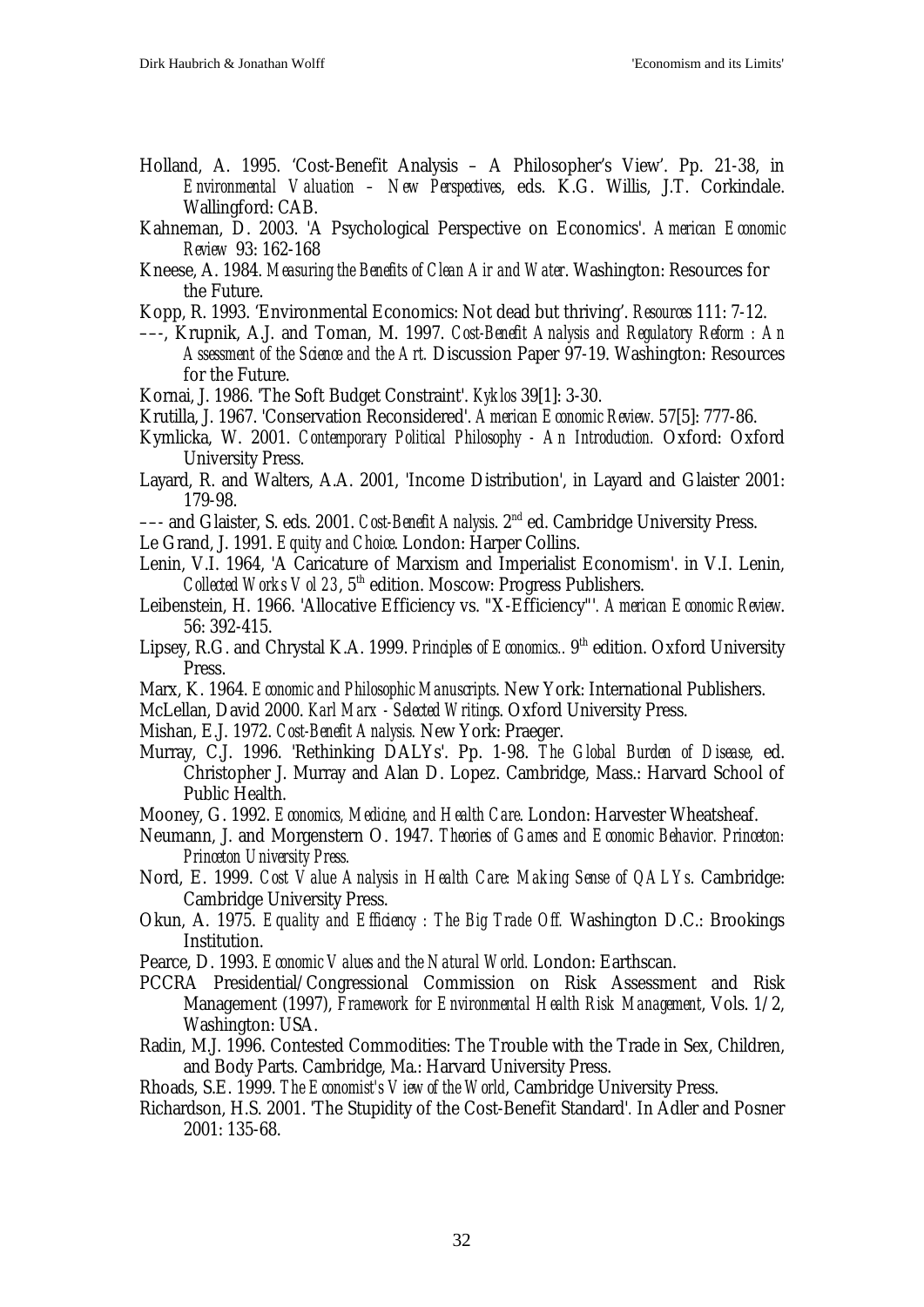Holland, A. 1995. 'Cost-Benefit Analysis – A Philosopher's View'. Pp. 21-38, in *Environmental Valuation – New Perspectives*, eds. K.G. Willis, J.T. Corkindale. Wallingford: CAB.

Kahneman, D. 2003. 'A Psychological Perspective on Economics'. *American Economic Review* 93: 162-168

Kneese, A. 1984. *Measuring the Benefits of Clean Air and Water*. Washington: Resources for the Future.

Kopp, R. 1993. 'Environmental Economics: Not dead but thriving'. *Resources* 111: 7-12.

–––, Krupnik, A.J. and Toman, M. 1997. *Cost-Benefit Analysis and Regulatory Reform : An Assessment of the Science and the Art.* Discussion Paper 97-19. Washington: Resources for the Future.

Kornai, J. 1986. 'The Soft Budget Constraint'. *Kyklos* 39[1]: 3-30.

Krutilla, J. 1967. 'Conservation Reconsidered'. *American Economic Review*. 57[5]: 777-86.

Kymlicka, W. 2001. *Contemporary Political Philosophy - An Introduction.* Oxford: Oxford University Press.

Layard, R. and Walters, A.A. 2001, 'Income Distribution', in Layard and Glaister 2001: 179-98.

––– and Glaister, S. eds. 2001. *Cost-Benefit Analysis*. 2nd ed. Cambridge University Press.

Le Grand, J. 1991. *Equity and Choice*. London: Harper Collins.

Lenin, V.I. 1964, 'A Caricature of Marxism and Imperialist Economism'. in V.I. Lenin, *Collected Works Vol 23*, 5th edition. Moscow: Progress Publishers.

Leibenstein, H. 1966. 'Allocative Efficiency vs. "X-Efficiency"'. *American Economic Review*. 56: 392-415.

Lipsey, R.G. and Chrystal K.A. 1999. *Principles of Economics..* 9th edition. Oxford University Press.

Marx, K. 1964. *Economic and Philosophic Manuscripts*. New York: International Publishers.

McLellan, David 2000. *Karl Marx - Selected Writings*. Oxford University Press.

Mishan, E.J. 1972. *Cost-Benefit Analysis.* New York: Praeger.

Murray, C.J. 1996. 'Rethinking DALYs'. Pp. 1-98. *The Global Burden of Disease*, ed. Christopher J. Murray and Alan D. Lopez. Cambridge, Mass.: Harvard School of Public Health.

Mooney, G. 1992. *Economics, Medicine, and Health Care*. London: Harvester Wheatsheaf.

Neumann, J. and Morgenstern O. 1947. *Theories of Games and Economic Behavior. Princeton: Princeton University Press.*

Nord, E. 1999. *Cost Value Analysis in Health Care: Making Sense of QALYs*. Cambridge: Cambridge University Press.

Okun, A. 1975. *Equality and Efficiency : The Big Trade Off.* Washington D.C.: Brookings Institution.

Pearce, D. 1993. *Economic Values and the Natural World.* London: Earthscan.

PCCRA Presidential/Congressional Commission on Risk Assessment and Risk Management (1997), *Framework for Environmental Health Risk Management*, Vols. 1/2, Washington: USA.

Radin, M.J. 1996. Contested Commodities: The Trouble with the Trade in Sex, Children, and Body Parts. Cambridge, Ma.: Harvard University Press.

Rhoads, S.E. 1999. *The Economist's View of the World*, Cambridge University Press.

Richardson, H.S. 2001. 'The Stupidity of the Cost-Benefit Standard'. In Adler and Posner 2001: 135-68.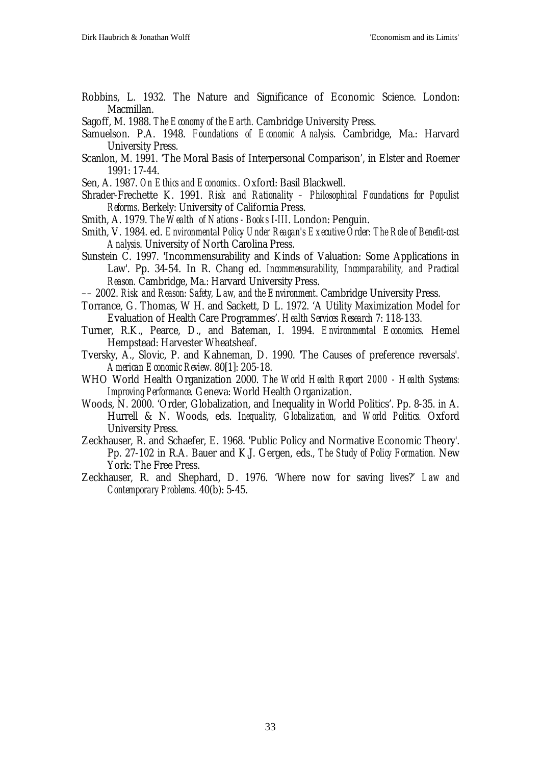Robbins, L. 1932. The Nature and Significance of Economic Science. London: Macmillan.

Sagoff, M. 1988. *The Economy of the Earth.* Cambridge University Press.

Samuelson. P.A. 1948. *Foundations of Economic Analysis*. Cambridge, Ma.: Harvard University Press.

Scanlon, M. 1991. 'The Moral Basis of Interpersonal Comparison', in Elster and Roemer 1991: 17-44.

Sen, A. 1987. *On Ethics and Economics.*. Oxford: Basil Blackwell.

Shrader-Frechette K. 1991. *Risk and Rationality – Philosophical Foundations for Populist Reforms*. Berkely: University of California Press.

Smith, A. 1979. *The Wealth of Nations - Books I-III*. London: Penguin.

Smith, V. 1984. ed. *Environmental Policy Under Reagan's Executive Order: The Role of Benefit-cost Analysis*. University of North Carolina Press.

Sunstein C. 1997. 'Incommensurability and Kinds of Valuation: Some Applications in Law'. Pp. 34-54. In R. Chang ed. *Incommensurability, Incomparability, and Practical Reason.* Cambridge, Ma.: Harvard University Press.

–– 2002. *Risk and Reason: Safety, Law, and the Environment*. Cambridge University Press.

Torrance, G. Thomas, W H. and Sackett, D L. 1972. 'A Utility Maximization Model for Evaluation of Health Care Programmes'. *Health Services Research* 7: 118-133.

Turner, R.K., Pearce, D., and Bateman, I. 1994. *Environmental Economics.* Hemel Hempstead: Harvester Wheatsheaf.

Tversky, A., Slovic, P. and Kahneman, D. 1990. 'The Causes of preference reversals'. *American Economic Review*. 80[1]: 205-18.

WHO World Health Organization 2000. *The World Health Report 2000 - Health Systems: Improving Performance*. Geneva: World Health Organization.

Woods, N. 2000. 'Order, Globalization, and Inequality in World Politics'. Pp. 8-35. in A. Hurrell & N. Woods, eds. *Inequality, Globalization, and World Politics.* Oxford University Press.

Zeckhauser, R. and Schaefer, E. 1968. 'Public Policy and Normative Economic Theory'. Pp. 27-102 in R.A. Bauer and K.J. Gergen, eds., *The Study of Policy Formation.* New York: The Free Press.

Zeckhauser, R. and Shephard, D. 1976. 'Where now for saving lives?' *Law and Contemporary Problems.* 40(b): 5-45.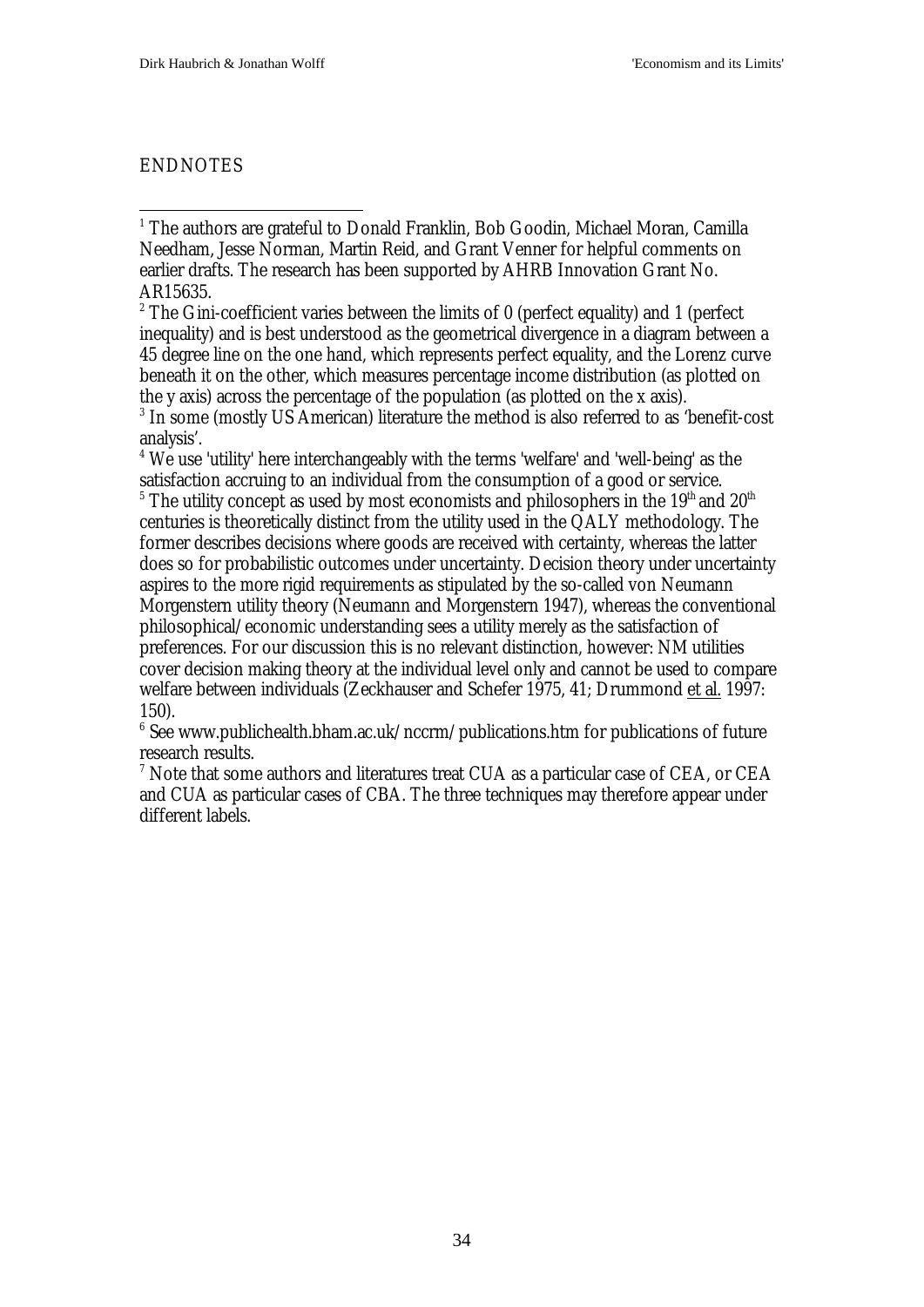ENDNOTES

[1] The authors are grateful to Donald Franklin, Bob Goodin, Michael Moran, Camilla Needham, Jesse Norman, Martin Reid, and Grant Venner for helpful comments on earlier drafts. The research has been supported by AHRB Innovation Grant No. AR15635.

[2] The Gini-coefficient varies between the limits of 0 (perfect equality) and 1 (perfect inequality) and is best understood as the geometrical divergence in a diagram between a 45 degree line on the one hand, which represents perfect equality, and the Lorenz curve beneath it on the other, which measures percentage income distribution (as plotted on the y axis) across the percentage of the population (as plotted on the x axis).

[3] In some (mostly US American) literature the method is also referred to as 'benefit-cost analysis'.

[4] We use 'utility' here interchangeably with the terms 'welfare' and 'well-being' as the satisfaction accruing to an individual from the consumption of a good or service.

[5] The utility concept as used by most economists and philosophers in the 19th and 20th centuries is theoretically distinct from the utility used in the QALY methodology. The former describes decisions where goods are received with certainty, whereas the latter does so for probabilistic outcomes under uncertainty. Decision theory under uncertainty aspires to the more rigid requirements as stipulated by the so-called von Neumann Morgenstern utility theory (Neumann and Morgenstern 1947), whereas the conventional philosophical/economic understanding sees a utility merely as the satisfaction of preferences. For our discussion this is no relevant distinction, however: NM utilities cover decision making theory at the individual level only and cannot be used to compare welfare between individuals (Zeckhauser and Schefer 1975, 41; Drummond et al. 1997: 150).

[6] See www.publichealth.bham.ac.uk/nccrm/publications.htm for publications of future research results.

[7] Note that some authors and literatures treat CUA as a particular case of CEA, or CEA and CUA as particular cases of CBA. The three techniques may therefore appear under different labels.